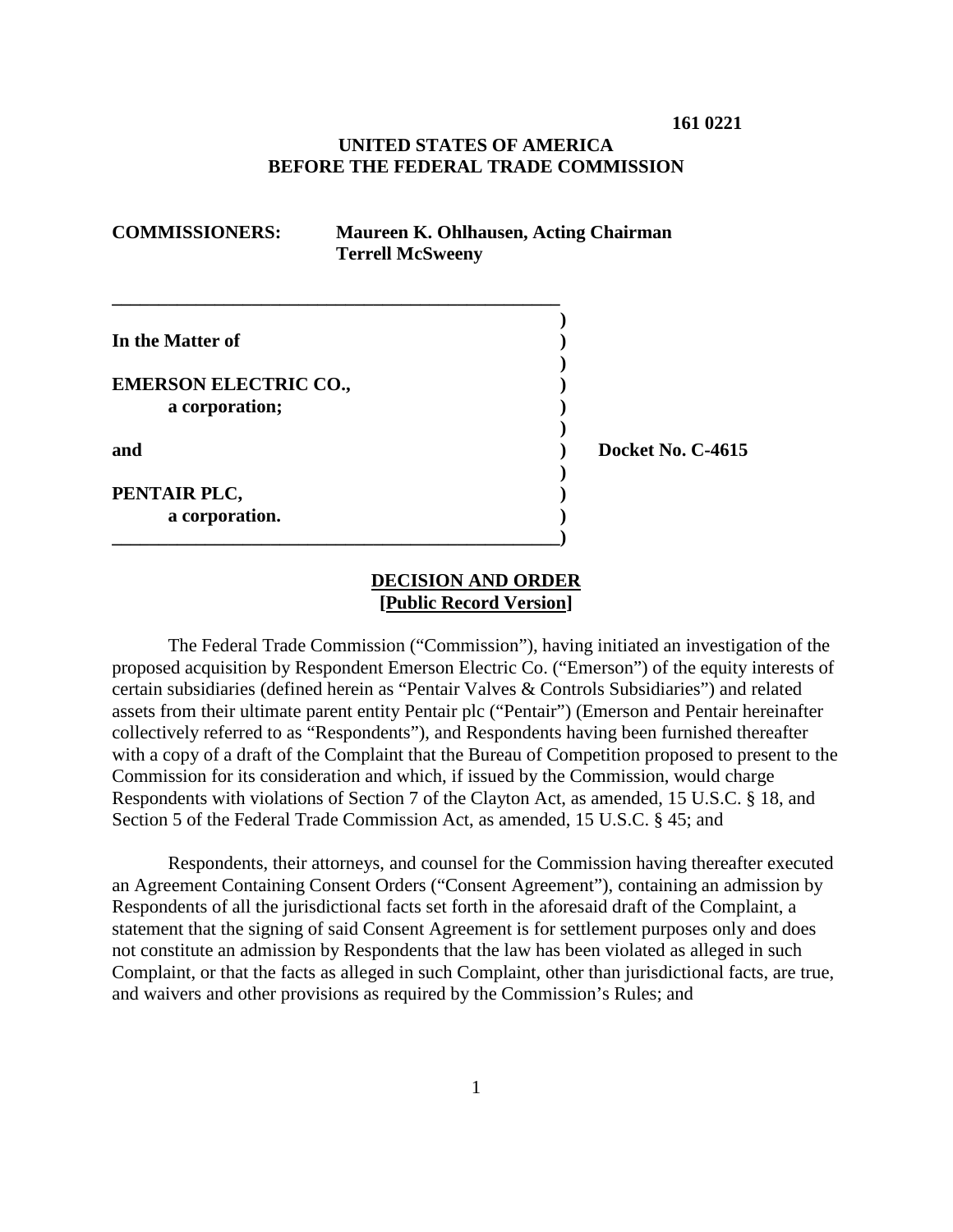**161 0221**

**UNITED STATES OF AMERICA**
**BEFORE THE FEDERAL TRADE COMMISSION**

**COMMISSIONERS:** **Maureen K. Ohlhausen, Acting Chairman**
**Terrell McSweeny**

| | |
|---|---|
| **In the Matter of** | |
| **EMERSON ELECTRIC CO.,** | |
| **a corporation;** | |
| **and** | **Docket No. C-4615** |
| **PENTAIR PLC,** | |
| **a corporation.** | |

**DECISION AND ORDER**
**[Public Record Version]**

The Federal Trade Commission ("Commission"), having initiated an investigation of the proposed acquisition by Respondent Emerson Electric Co. ("Emerson") of the equity interests of certain subsidiaries (defined herein as "Pentair Valves & Controls Subsidiaries") and related assets from their ultimate parent entity Pentair plc ("Pentair") (Emerson and Pentair hereinafter collectively referred to as "Respondents"), and Respondents having been furnished thereafter with a copy of a draft of the Complaint that the Bureau of Competition proposed to present to the Commission for its consideration and which, if issued by the Commission, would charge Respondents with violations of Section 7 of the Clayton Act, as amended, 15 U.S.C. § 18, and Section 5 of the Federal Trade Commission Act, as amended, 15 U.S.C. § 45; and

Respondents, their attorneys, and counsel for the Commission having thereafter executed an Agreement Containing Consent Orders ("Consent Agreement"), containing an admission by Respondents of all the jurisdictional facts set forth in the aforesaid draft of the Complaint, a statement that the signing of said Consent Agreement is for settlement purposes only and does not constitute an admission by Respondents that the law has been violated as alleged in such Complaint, or that the facts as alleged in such Complaint, other than jurisdictional facts, are true, and waivers and other provisions as required by the Commission's Rules; and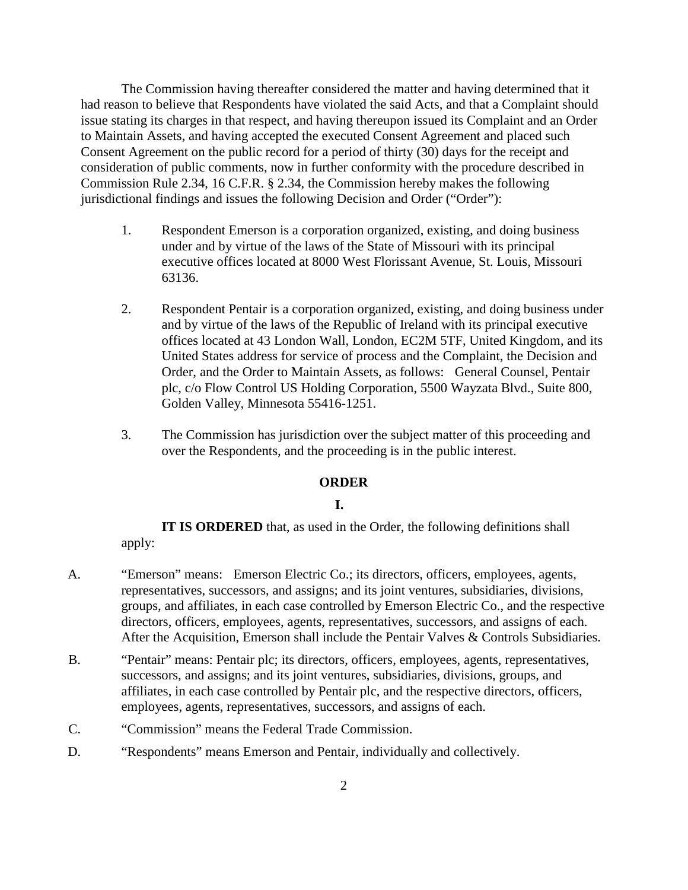The Commission having thereafter considered the matter and having determined that it had reason to believe that Respondents have violated the said Acts, and that a Complaint should issue stating its charges in that respect, and having thereupon issued its Complaint and an Order to Maintain Assets, and having accepted the executed Consent Agreement and placed such Consent Agreement on the public record for a period of thirty (30) days for the receipt and consideration of public comments, now in further conformity with the procedure described in Commission Rule 2.34, 16 C.F.R. § 2.34, the Commission hereby makes the following jurisdictional findings and issues the following Decision and Order ("Order"):

1. Respondent Emerson is a corporation organized, existing, and doing business under and by virtue of the laws of the State of Missouri with its principal executive offices located at 8000 West Florissant Avenue, St. Louis, Missouri 63136.

2. Respondent Pentair is a corporation organized, existing, and doing business under and by virtue of the laws of the Republic of Ireland with its principal executive offices located at 43 London Wall, London, EC2M 5TF, United Kingdom, and its United States address for service of process and the Complaint, the Decision and Order, and the Order to Maintain Assets, as follows: General Counsel, Pentair plc, c/o Flow Control US Holding Corporation, 5500 Wayzata Blvd., Suite 800, Golden Valley, Minnesota 55416-1251.

3. The Commission has jurisdiction over the subject matter of this proceeding and over the Respondents, and the proceeding is in the public interest.

## ORDER

### I.

**IT IS ORDERED** that, as used in the Order, the following definitions shall apply:

A. "Emerson" means: Emerson Electric Co.; its directors, officers, employees, agents, representatives, successors, and assigns; and its joint ventures, subsidiaries, divisions, groups, and affiliates, in each case controlled by Emerson Electric Co., and the respective directors, officers, employees, agents, representatives, successors, and assigns of each. After the Acquisition, Emerson shall include the Pentair Valves & Controls Subsidiaries.

B. "Pentair" means: Pentair plc; its directors, officers, employees, agents, representatives, successors, and assigns; and its joint ventures, subsidiaries, divisions, groups, and affiliates, in each case controlled by Pentair plc, and the respective directors, officers, employees, agents, representatives, successors, and assigns of each.

C. "Commission" means the Federal Trade Commission.

D. "Respondents" means Emerson and Pentair, individually and collectively.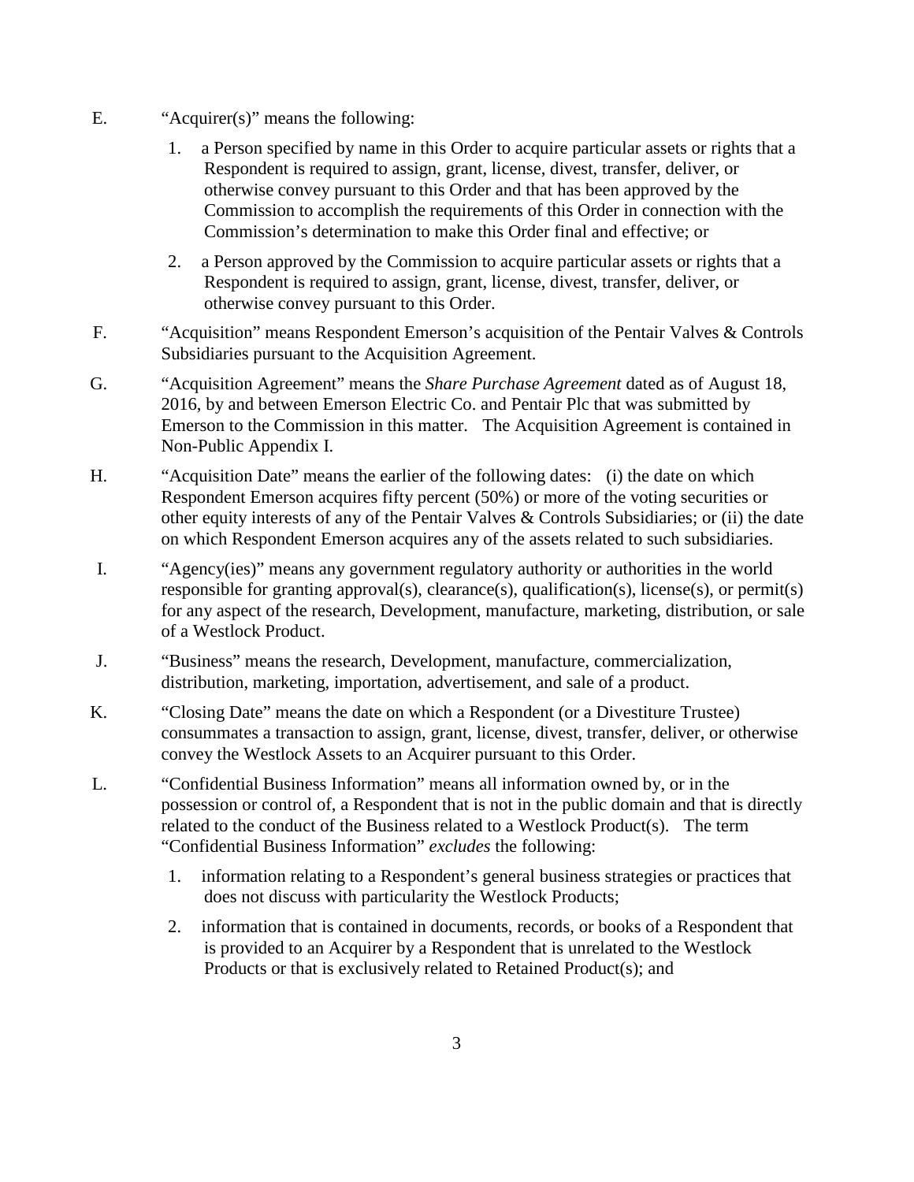E. "Acquirer(s)" means the following:

1. a Person specified by name in this Order to acquire particular assets or rights that a Respondent is required to assign, grant, license, divest, transfer, deliver, or otherwise convey pursuant to this Order and that has been approved by the Commission to accomplish the requirements of this Order in connection with the Commission's determination to make this Order final and effective; or

2. a Person approved by the Commission to acquire particular assets or rights that a Respondent is required to assign, grant, license, divest, transfer, deliver, or otherwise convey pursuant to this Order.

F. "Acquisition" means Respondent Emerson's acquisition of the Pentair Valves & Controls Subsidiaries pursuant to the Acquisition Agreement.

G. "Acquisition Agreement" means the *Share Purchase Agreement* dated as of August 18, 2016, by and between Emerson Electric Co. and Pentair Plc that was submitted by Emerson to the Commission in this matter. The Acquisition Agreement is contained in Non-Public Appendix I.

H. "Acquisition Date" means the earlier of the following dates: (i) the date on which Respondent Emerson acquires fifty percent (50%) or more of the voting securities or other equity interests of any of the Pentair Valves & Controls Subsidiaries; or (ii) the date on which Respondent Emerson acquires any of the assets related to such subsidiaries.

I. "Agency(ies)" means any government regulatory authority or authorities in the world responsible for granting approval(s), clearance(s), qualification(s), license(s), or permit(s) for any aspect of the research, Development, manufacture, marketing, distribution, or sale of a Westlock Product.

J. "Business" means the research, Development, manufacture, commercialization, distribution, marketing, importation, advertisement, and sale of a product.

K. "Closing Date" means the date on which a Respondent (or a Divestiture Trustee) consummates a transaction to assign, grant, license, divest, transfer, deliver, or otherwise convey the Westlock Assets to an Acquirer pursuant to this Order.

L. "Confidential Business Information" means all information owned by, or in the possession or control of, a Respondent that is not in the public domain and that is directly related to the conduct of the Business related to a Westlock Product(s). The term "Confidential Business Information" *excludes* the following:

1. information relating to a Respondent's general business strategies or practices that does not discuss with particularity the Westlock Products;

2. information that is contained in documents, records, or books of a Respondent that is provided to an Acquirer by a Respondent that is unrelated to the Westlock Products or that is exclusively related to Retained Product(s); and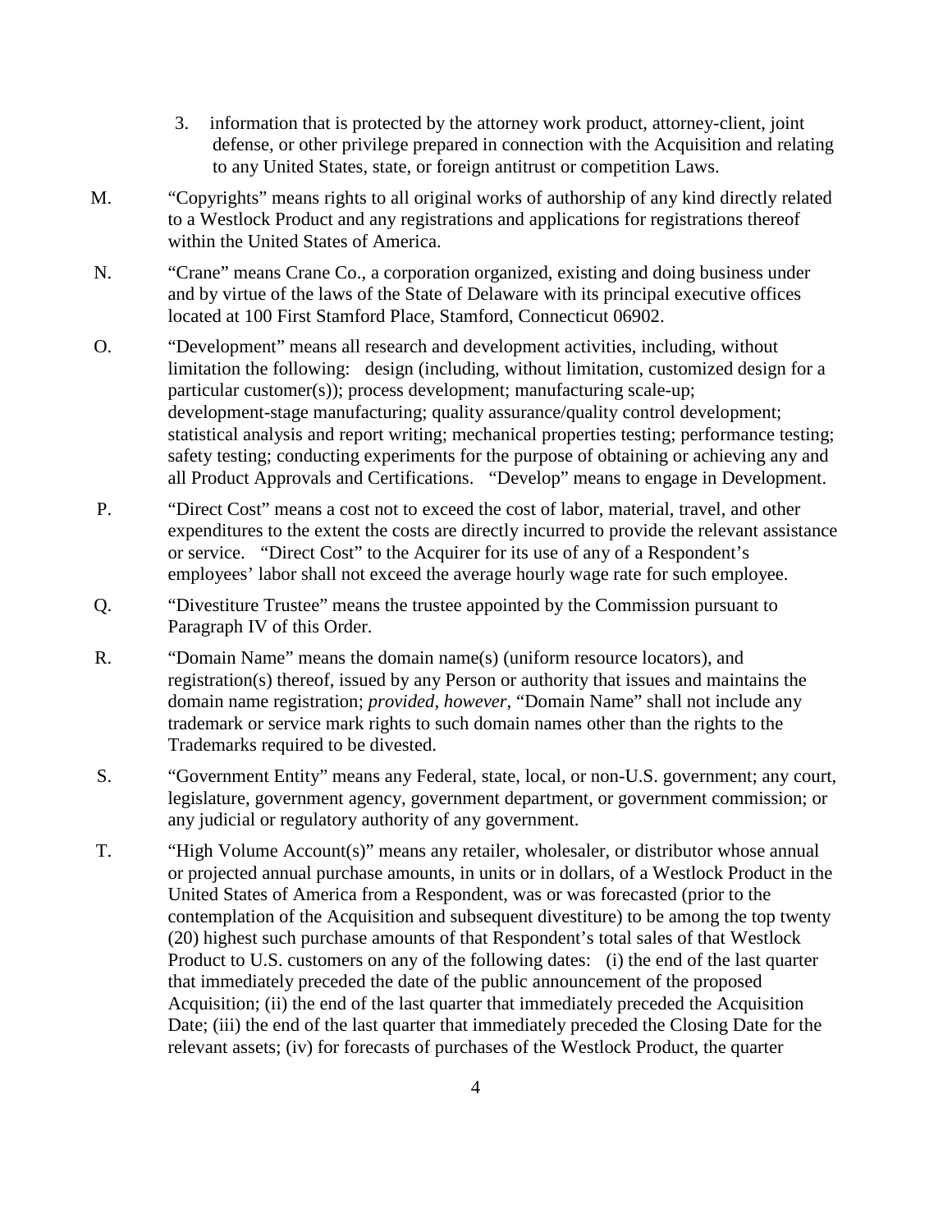3. information that is protected by the attorney work product, attorney-client, joint defense, or other privilege prepared in connection with the Acquisition and relating to any United States, state, or foreign antitrust or competition Laws.

M. "Copyrights" means rights to all original works of authorship of any kind directly related to a Westlock Product and any registrations and applications for registrations thereof within the United States of America.

N. "Crane" means Crane Co., a corporation organized, existing and doing business under and by virtue of the laws of the State of Delaware with its principal executive offices located at 100 First Stamford Place, Stamford, Connecticut 06902.

O. "Development" means all research and development activities, including, without limitation the following: design (including, without limitation, customized design for a particular customer(s)); process development; manufacturing scale-up; development-stage manufacturing; quality assurance/quality control development; statistical analysis and report writing; mechanical properties testing; performance testing; safety testing; conducting experiments for the purpose of obtaining or achieving any and all Product Approvals and Certifications. "Develop" means to engage in Development.

P. "Direct Cost" means a cost not to exceed the cost of labor, material, travel, and other expenditures to the extent the costs are directly incurred to provide the relevant assistance or service. "Direct Cost" to the Acquirer for its use of any of a Respondent's employees' labor shall not exceed the average hourly wage rate for such employee.

Q. "Divestiture Trustee" means the trustee appointed by the Commission pursuant to Paragraph IV of this Order.

R. "Domain Name" means the domain name(s) (uniform resource locators), and registration(s) thereof, issued by any Person or authority that issues and maintains the domain name registration; *provided, however*, "Domain Name" shall not include any trademark or service mark rights to such domain names other than the rights to the Trademarks required to be divested.

S. "Government Entity" means any Federal, state, local, or non-U.S. government; any court, legislature, government agency, government department, or government commission; or any judicial or regulatory authority of any government.

T. "High Volume Account(s)" means any retailer, wholesaler, or distributor whose annual or projected annual purchase amounts, in units or in dollars, of a Westlock Product in the United States of America from a Respondent, was or was forecasted (prior to the contemplation of the Acquisition and subsequent divestiture) to be among the top twenty (20) highest such purchase amounts of that Respondent's total sales of that Westlock Product to U.S. customers on any of the following dates: (i) the end of the last quarter that immediately preceded the date of the public announcement of the proposed Acquisition; (ii) the end of the last quarter that immediately preceded the Acquisition Date; (iii) the end of the last quarter that immediately preceded the Closing Date for the relevant assets; (iv) for forecasts of purchases of the Westlock Product, the quarter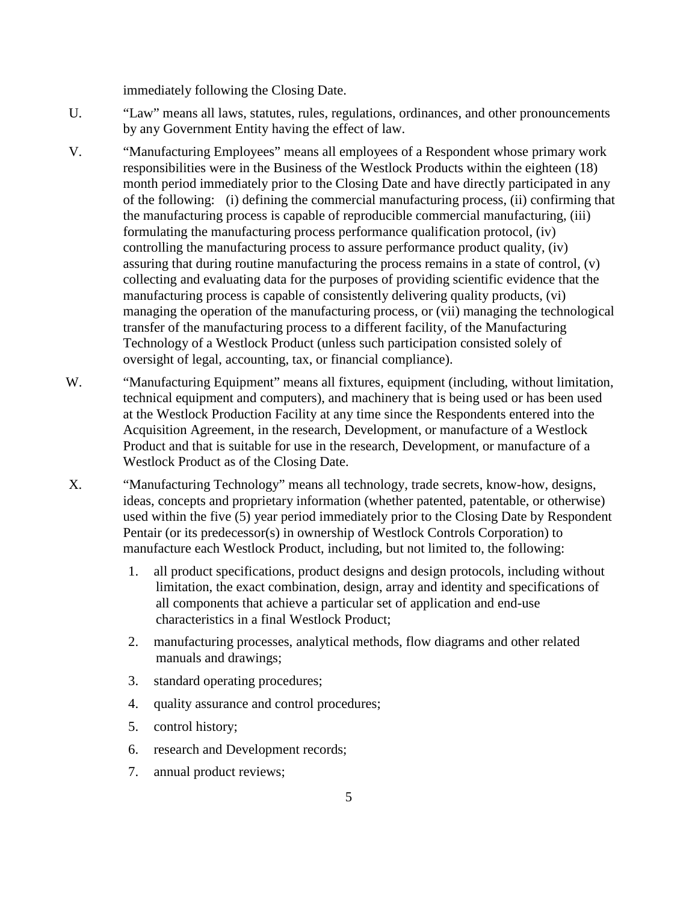immediately following the Closing Date.

U. "Law" means all laws, statutes, rules, regulations, ordinances, and other pronouncements by any Government Entity having the effect of law.

V. "Manufacturing Employees" means all employees of a Respondent whose primary work responsibilities were in the Business of the Westlock Products within the eighteen (18) month period immediately prior to the Closing Date and have directly participated in any of the following: (i) defining the commercial manufacturing process, (ii) confirming that the manufacturing process is capable of reproducible commercial manufacturing, (iii) formulating the manufacturing process performance qualification protocol, (iv) controlling the manufacturing process to assure performance product quality, (iv) assuring that during routine manufacturing the process remains in a state of control, (v) collecting and evaluating data for the purposes of providing scientific evidence that the manufacturing process is capable of consistently delivering quality products, (vi) managing the operation of the manufacturing process, or (vii) managing the technological transfer of the manufacturing process to a different facility, of the Manufacturing Technology of a Westlock Product (unless such participation consisted solely of oversight of legal, accounting, tax, or financial compliance).

W. "Manufacturing Equipment" means all fixtures, equipment (including, without limitation, technical equipment and computers), and machinery that is being used or has been used at the Westlock Production Facility at any time since the Respondents entered into the Acquisition Agreement, in the research, Development, or manufacture of a Westlock Product and that is suitable for use in the research, Development, or manufacture of a Westlock Product as of the Closing Date.

X. "Manufacturing Technology" means all technology, trade secrets, know-how, designs, ideas, concepts and proprietary information (whether patented, patentable, or otherwise) used within the five (5) year period immediately prior to the Closing Date by Respondent Pentair (or its predecessor(s) in ownership of Westlock Controls Corporation) to manufacture each Westlock Product, including, but not limited to, the following:

1. all product specifications, product designs and design protocols, including without limitation, the exact combination, design, array and identity and specifications of all components that achieve a particular set of application and end-use characteristics in a final Westlock Product;
2. manufacturing processes, analytical methods, flow diagrams and other related manuals and drawings;
3. standard operating procedures;
4. quality assurance and control procedures;
5. control history;
6. research and Development records;
7. annual product reviews;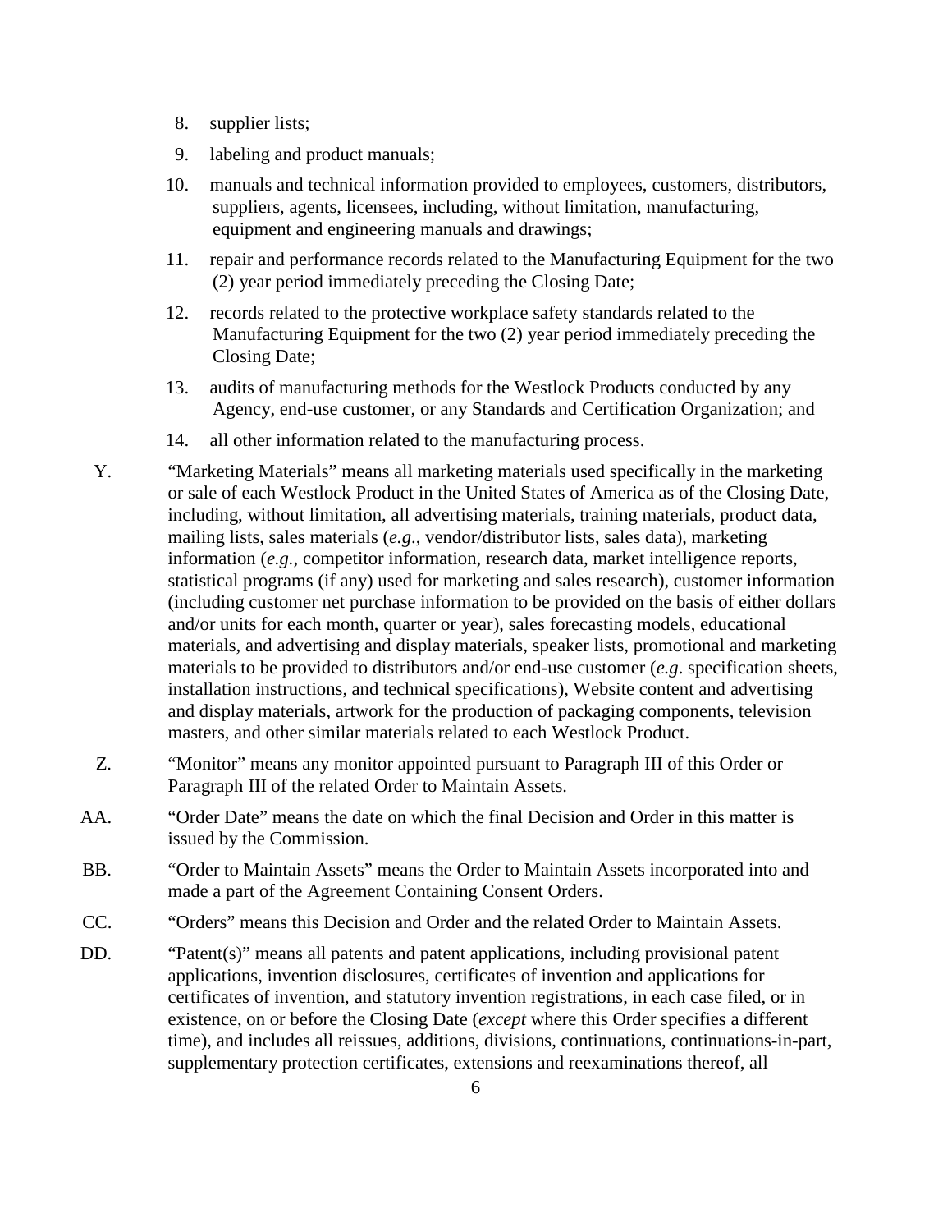8. supplier lists;

9. labeling and product manuals;

10. manuals and technical information provided to employees, customers, distributors, suppliers, agents, licensees, including, without limitation, manufacturing, equipment and engineering manuals and drawings;

11. repair and performance records related to the Manufacturing Equipment for the two (2) year period immediately preceding the Closing Date;

12. records related to the protective workplace safety standards related to the Manufacturing Equipment for the two (2) year period immediately preceding the Closing Date;

13. audits of manufacturing methods for the Westlock Products conducted by any Agency, end-use customer, or any Standards and Certification Organization; and

14. all other information related to the manufacturing process.

Y. "Marketing Materials" means all marketing materials used specifically in the marketing or sale of each Westlock Product in the United States of America as of the Closing Date, including, without limitation, all advertising materials, training materials, product data, mailing lists, sales materials (*e.g*., vendor/distributor lists, sales data), marketing information (*e.g.*, competitor information, research data, market intelligence reports, statistical programs (if any) used for marketing and sales research), customer information (including customer net purchase information to be provided on the basis of either dollars and/or units for each month, quarter or year), sales forecasting models, educational materials, and advertising and display materials, speaker lists, promotional and marketing materials to be provided to distributors and/or end-use customer (*e.g*. specification sheets, installation instructions, and technical specifications), Website content and advertising and display materials, artwork for the production of packaging components, television masters, and other similar materials related to each Westlock Product.

Z. "Monitor" means any monitor appointed pursuant to Paragraph III of this Order or Paragraph III of the related Order to Maintain Assets.

AA. "Order Date" means the date on which the final Decision and Order in this matter is issued by the Commission.

BB. "Order to Maintain Assets" means the Order to Maintain Assets incorporated into and made a part of the Agreement Containing Consent Orders.

CC. "Orders" means this Decision and Order and the related Order to Maintain Assets.

DD. "Patent(s)" means all patents and patent applications, including provisional patent applications, invention disclosures, certificates of invention and applications for certificates of invention, and statutory invention registrations, in each case filed, or in existence, on or before the Closing Date (*except* where this Order specifies a different time), and includes all reissues, additions, divisions, continuations, continuations-in-part, supplementary protection certificates, extensions and reexaminations thereof, all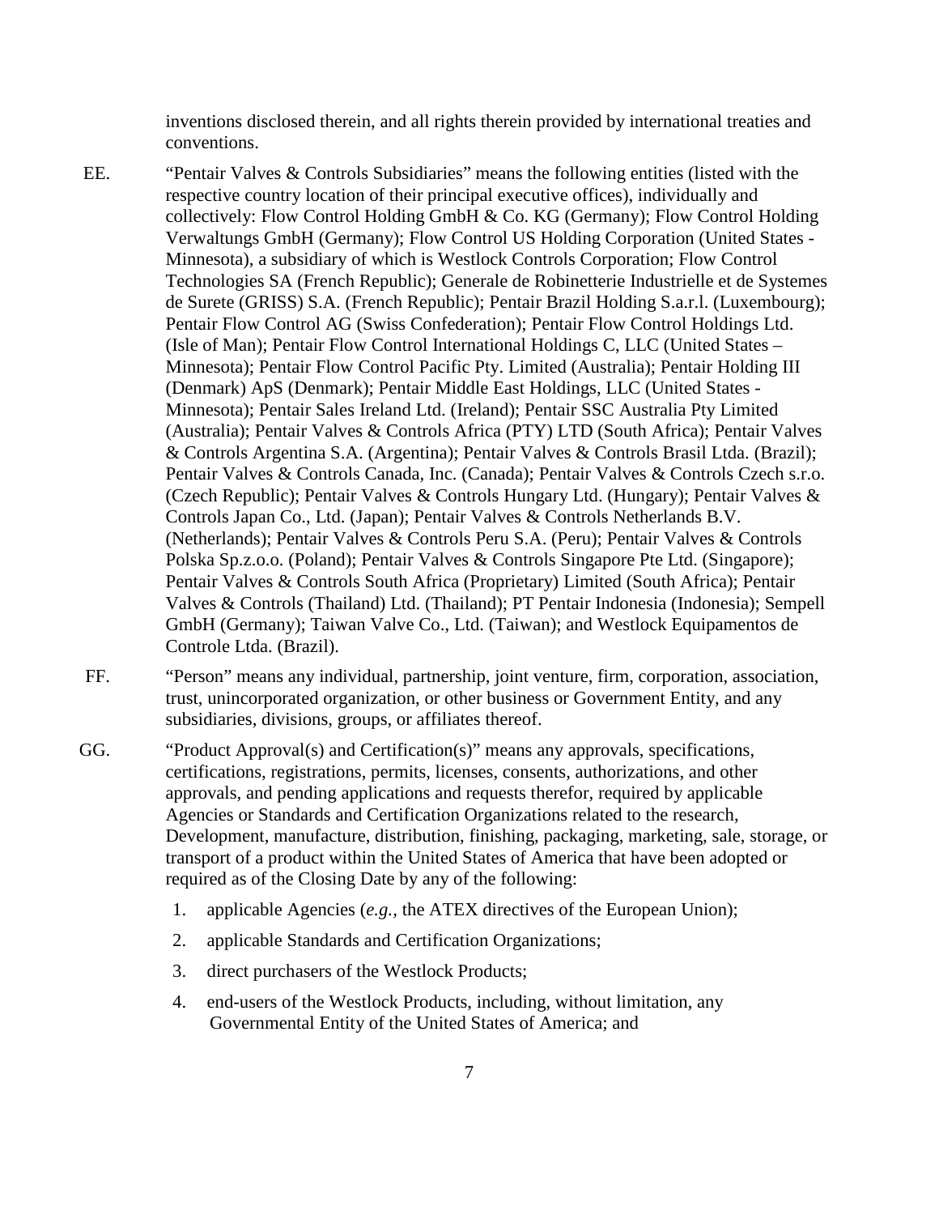inventions disclosed therein, and all rights therein provided by international treaties and conventions.

EE. "Pentair Valves & Controls Subsidiaries" means the following entities (listed with the respective country location of their principal executive offices), individually and collectively: Flow Control Holding GmbH & Co. KG (Germany); Flow Control Holding Verwaltungs GmbH (Germany); Flow Control US Holding Corporation (United States - Minnesota), a subsidiary of which is Westlock Controls Corporation; Flow Control Technologies SA (French Republic); Generale de Robinetterie Industrielle et de Systemes de Surete (GRISS) S.A. (French Republic); Pentair Brazil Holding S.a.r.l. (Luxembourg); Pentair Flow Control AG (Swiss Confederation); Pentair Flow Control Holdings Ltd. (Isle of Man); Pentair Flow Control International Holdings C, LLC (United States – Minnesota); Pentair Flow Control Pacific Pty. Limited (Australia); Pentair Holding III (Denmark) ApS (Denmark); Pentair Middle East Holdings, LLC (United States - Minnesota); Pentair Sales Ireland Ltd. (Ireland); Pentair SSC Australia Pty Limited (Australia); Pentair Valves & Controls Africa (PTY) LTD (South Africa); Pentair Valves & Controls Argentina S.A. (Argentina); Pentair Valves & Controls Brasil Ltda. (Brazil); Pentair Valves & Controls Canada, Inc. (Canada); Pentair Valves & Controls Czech s.r.o. (Czech Republic); Pentair Valves & Controls Hungary Ltd. (Hungary); Pentair Valves & Controls Japan Co., Ltd. (Japan); Pentair Valves & Controls Netherlands B.V. (Netherlands); Pentair Valves & Controls Peru S.A. (Peru); Pentair Valves & Controls Polska Sp.z.o.o. (Poland); Pentair Valves & Controls Singapore Pte Ltd. (Singapore); Pentair Valves & Controls South Africa (Proprietary) Limited (South Africa); Pentair Valves & Controls (Thailand) Ltd. (Thailand); PT Pentair Indonesia (Indonesia); Sempell GmbH (Germany); Taiwan Valve Co., Ltd. (Taiwan); and Westlock Equipamentos de Controle Ltda. (Brazil).

FF. "Person" means any individual, partnership, joint venture, firm, corporation, association, trust, unincorporated organization, or other business or Government Entity, and any subsidiaries, divisions, groups, or affiliates thereof.

GG. "Product Approval(s) and Certification(s)" means any approvals, specifications, certifications, registrations, permits, licenses, consents, authorizations, and other approvals, and pending applications and requests therefor, required by applicable Agencies or Standards and Certification Organizations related to the research, Development, manufacture, distribution, finishing, packaging, marketing, sale, storage, or transport of a product within the United States of America that have been adopted or required as of the Closing Date by any of the following:

1. applicable Agencies (*e.g.*, the ATEX directives of the European Union);
2. applicable Standards and Certification Organizations;
3. direct purchasers of the Westlock Products;
4. end-users of the Westlock Products, including, without limitation, any Governmental Entity of the United States of America; and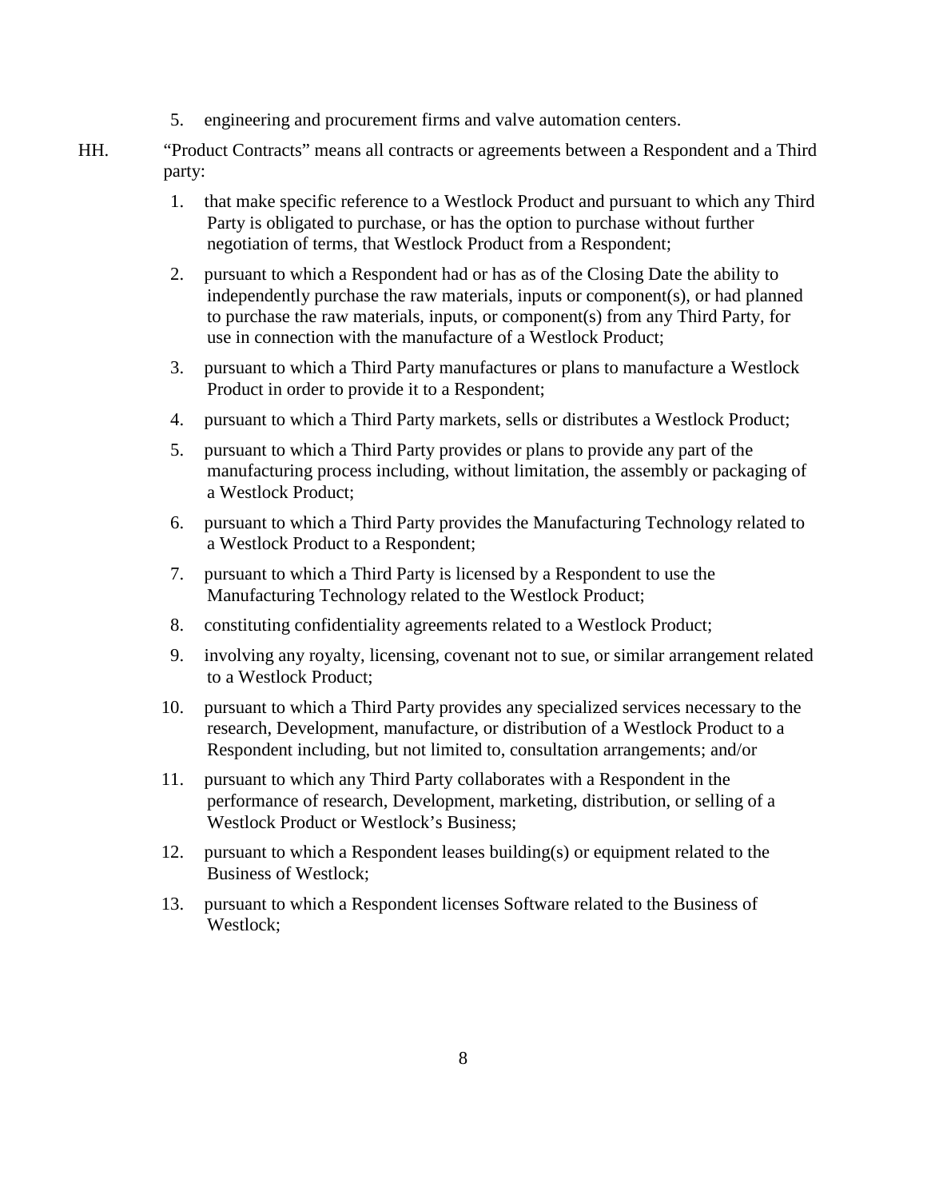5. engineering and procurement firms and valve automation centers.

HH. "Product Contracts" means all contracts or agreements between a Respondent and a Third party:

1. that make specific reference to a Westlock Product and pursuant to which any Third Party is obligated to purchase, or has the option to purchase without further negotiation of terms, that Westlock Product from a Respondent;
2. pursuant to which a Respondent had or has as of the Closing Date the ability to independently purchase the raw materials, inputs or component(s), or had planned to purchase the raw materials, inputs, or component(s) from any Third Party, for use in connection with the manufacture of a Westlock Product;
3. pursuant to which a Third Party manufactures or plans to manufacture a Westlock Product in order to provide it to a Respondent;
4. pursuant to which a Third Party markets, sells or distributes a Westlock Product;
5. pursuant to which a Third Party provides or plans to provide any part of the manufacturing process including, without limitation, the assembly or packaging of a Westlock Product;
6. pursuant to which a Third Party provides the Manufacturing Technology related to a Westlock Product to a Respondent;
7. pursuant to which a Third Party is licensed by a Respondent to use the Manufacturing Technology related to the Westlock Product;
8. constituting confidentiality agreements related to a Westlock Product;
9. involving any royalty, licensing, covenant not to sue, or similar arrangement related to a Westlock Product;
10. pursuant to which a Third Party provides any specialized services necessary to the research, Development, manufacture, or distribution of a Westlock Product to a Respondent including, but not limited to, consultation arrangements; and/or
11. pursuant to which any Third Party collaborates with a Respondent in the performance of research, Development, marketing, distribution, or selling of a Westlock Product or Westlock's Business;
12. pursuant to which a Respondent leases building(s) or equipment related to the Business of Westlock;
13. pursuant to which a Respondent licenses Software related to the Business of Westlock;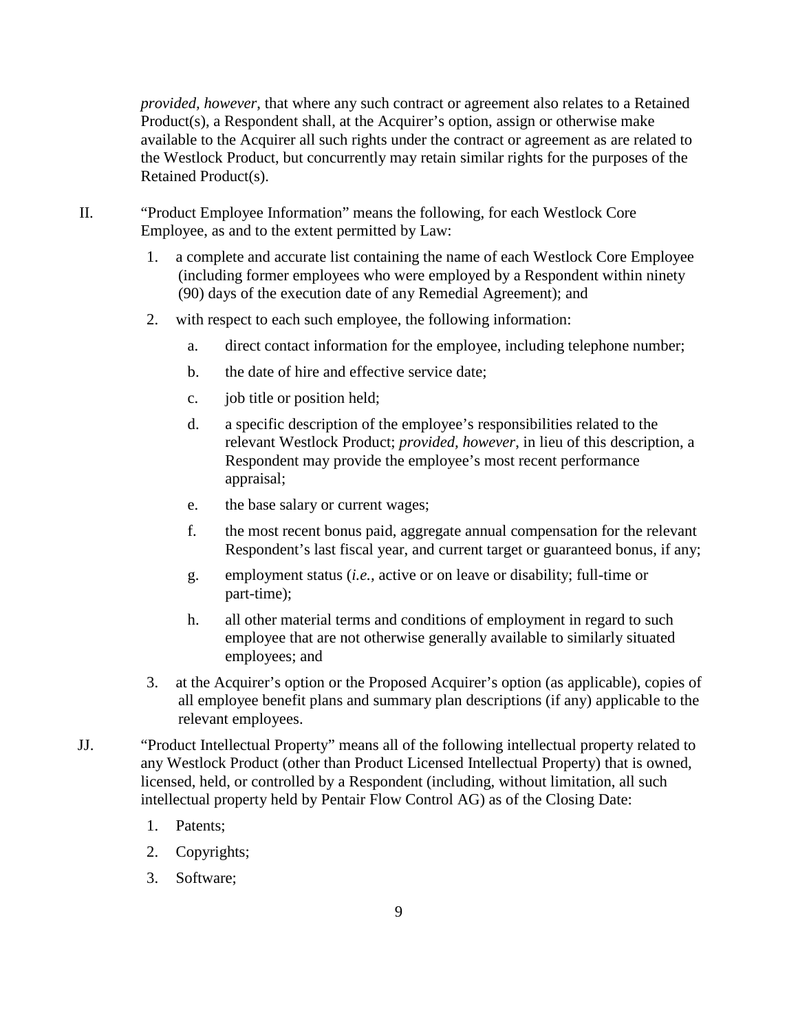*provided, however,* that where any such contract or agreement also relates to a Retained Product(s), a Respondent shall, at the Acquirer's option, assign or otherwise make available to the Acquirer all such rights under the contract or agreement as are related to the Westlock Product, but concurrently may retain similar rights for the purposes of the Retained Product(s).

II. "Product Employee Information" means the following, for each Westlock Core Employee, as and to the extent permitted by Law:

1. a complete and accurate list containing the name of each Westlock Core Employee (including former employees who were employed by a Respondent within ninety (90) days of the execution date of any Remedial Agreement); and
2. with respect to each such employee, the following information:
   a. direct contact information for the employee, including telephone number;
   b. the date of hire and effective service date;
   c. job title or position held;
   d. a specific description of the employee's responsibilities related to the relevant Westlock Product; *provided, however*, in lieu of this description, a Respondent may provide the employee's most recent performance appraisal;
   e. the base salary or current wages;
   f. the most recent bonus paid, aggregate annual compensation for the relevant Respondent's last fiscal year, and current target or guaranteed bonus, if any;
   g. employment status (*i.e.*, active or on leave or disability; full-time or part-time);
   h. all other material terms and conditions of employment in regard to such employee that are not otherwise generally available to similarly situated employees; and
3. at the Acquirer's option or the Proposed Acquirer's option (as applicable), copies of all employee benefit plans and summary plan descriptions (if any) applicable to the relevant employees.

JJ. "Product Intellectual Property" means all of the following intellectual property related to any Westlock Product (other than Product Licensed Intellectual Property) that is owned, licensed, held, or controlled by a Respondent (including, without limitation, all such intellectual property held by Pentair Flow Control AG) as of the Closing Date:

1. Patents;
2. Copyrights;
3. Software;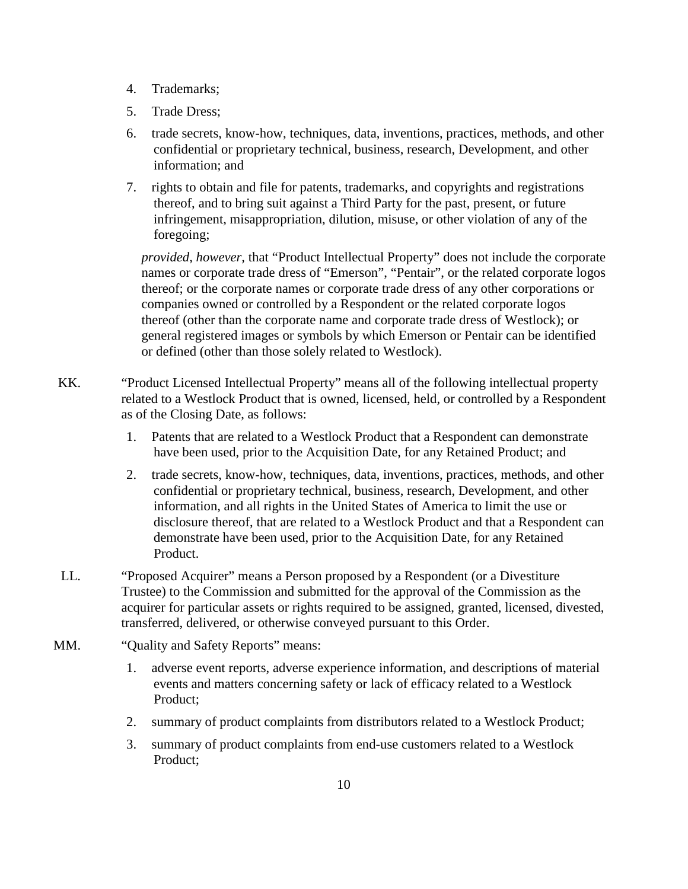4. Trademarks;
5. Trade Dress;
6. trade secrets, know-how, techniques, data, inventions, practices, methods, and other confidential or proprietary technical, business, research, Development, and other information; and
7. rights to obtain and file for patents, trademarks, and copyrights and registrations thereof, and to bring suit against a Third Party for the past, present, or future infringement, misappropriation, dilution, misuse, or other violation of any of the foregoing;

*provided, however*, that "Product Intellectual Property" does not include the corporate names or corporate trade dress of "Emerson", "Pentair", or the related corporate logos thereof; or the corporate names or corporate trade dress of any other corporations or companies owned or controlled by a Respondent or the related corporate logos thereof (other than the corporate name and corporate trade dress of Westlock); or general registered images or symbols by which Emerson or Pentair can be identified or defined (other than those solely related to Westlock).

KK. "Product Licensed Intellectual Property" means all of the following intellectual property related to a Westlock Product that is owned, licensed, held, or controlled by a Respondent as of the Closing Date, as follows:

1. Patents that are related to a Westlock Product that a Respondent can demonstrate have been used, prior to the Acquisition Date, for any Retained Product; and
2. trade secrets, know-how, techniques, data, inventions, practices, methods, and other confidential or proprietary technical, business, research, Development, and other information, and all rights in the United States of America to limit the use or disclosure thereof, that are related to a Westlock Product and that a Respondent can demonstrate have been used, prior to the Acquisition Date, for any Retained Product.

LL. "Proposed Acquirer" means a Person proposed by a Respondent (or a Divestiture Trustee) to the Commission and submitted for the approval of the Commission as the acquirer for particular assets or rights required to be assigned, granted, licensed, divested, transferred, delivered, or otherwise conveyed pursuant to this Order.

MM. "Quality and Safety Reports" means:

1. adverse event reports, adverse experience information, and descriptions of material events and matters concerning safety or lack of efficacy related to a Westlock Product;
2. summary of product complaints from distributors related to a Westlock Product;
3. summary of product complaints from end-use customers related to a Westlock Product;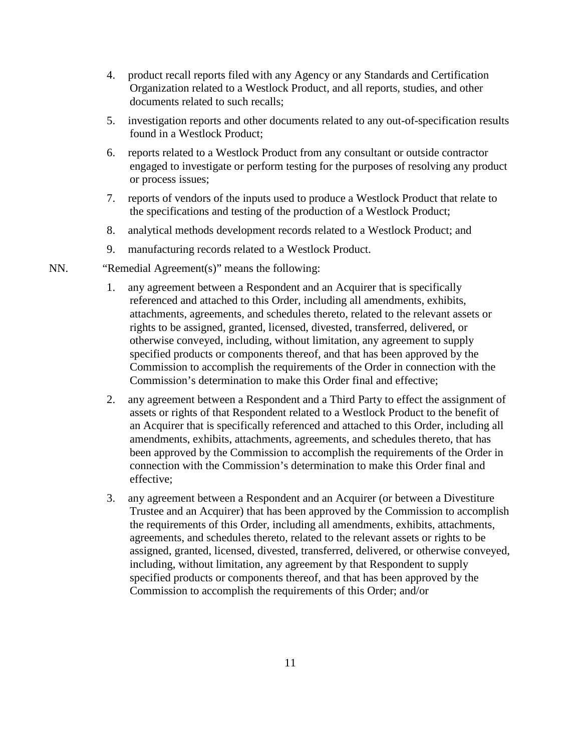4. product recall reports filed with any Agency or any Standards and Certification Organization related to a Westlock Product, and all reports, studies, and other documents related to such recalls;

5. investigation reports and other documents related to any out-of-specification results found in a Westlock Product;

6. reports related to a Westlock Product from any consultant or outside contractor engaged to investigate or perform testing for the purposes of resolving any product or process issues;

7. reports of vendors of the inputs used to produce a Westlock Product that relate to the specifications and testing of the production of a Westlock Product;

8. analytical methods development records related to a Westlock Product; and

9. manufacturing records related to a Westlock Product.

NN. "Remedial Agreement(s)" means the following:

1. any agreement between a Respondent and an Acquirer that is specifically referenced and attached to this Order, including all amendments, exhibits, attachments, agreements, and schedules thereto, related to the relevant assets or rights to be assigned, granted, licensed, divested, transferred, delivered, or otherwise conveyed, including, without limitation, any agreement to supply specified products or components thereof, and that has been approved by the Commission to accomplish the requirements of the Order in connection with the Commission's determination to make this Order final and effective;

2. any agreement between a Respondent and a Third Party to effect the assignment of assets or rights of that Respondent related to a Westlock Product to the benefit of an Acquirer that is specifically referenced and attached to this Order, including all amendments, exhibits, attachments, agreements, and schedules thereto, that has been approved by the Commission to accomplish the requirements of the Order in connection with the Commission's determination to make this Order final and effective;

3. any agreement between a Respondent and an Acquirer (or between a Divestiture Trustee and an Acquirer) that has been approved by the Commission to accomplish the requirements of this Order, including all amendments, exhibits, attachments, agreements, and schedules thereto, related to the relevant assets or rights to be assigned, granted, licensed, divested, transferred, delivered, or otherwise conveyed, including, without limitation, any agreement by that Respondent to supply specified products or components thereof, and that has been approved by the Commission to accomplish the requirements of this Order; and/or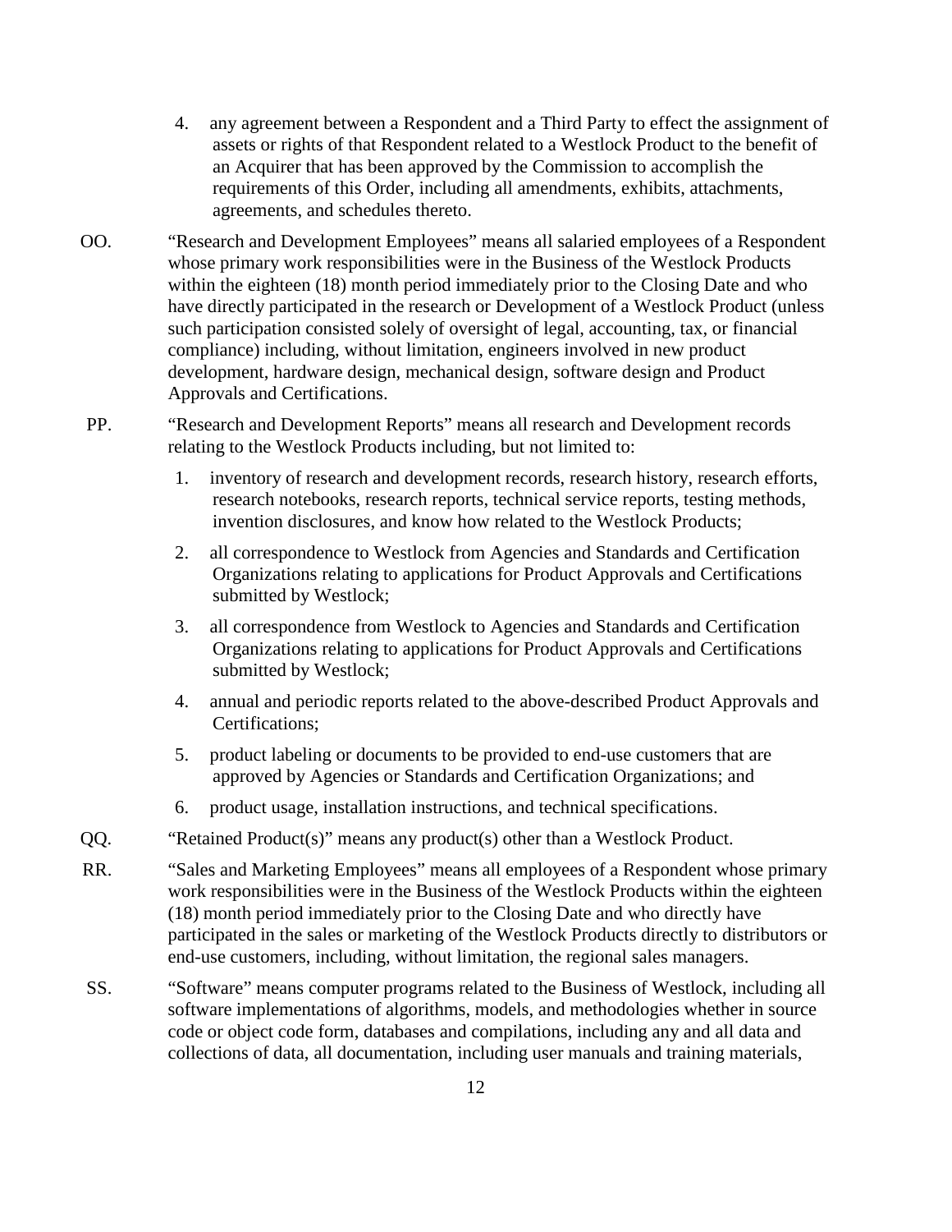4. any agreement between a Respondent and a Third Party to effect the assignment of assets or rights of that Respondent related to a Westlock Product to the benefit of an Acquirer that has been approved by the Commission to accomplish the requirements of this Order, including all amendments, exhibits, attachments, agreements, and schedules thereto.

OO. "Research and Development Employees" means all salaried employees of a Respondent whose primary work responsibilities were in the Business of the Westlock Products within the eighteen (18) month period immediately prior to the Closing Date and who have directly participated in the research or Development of a Westlock Product (unless such participation consisted solely of oversight of legal, accounting, tax, or financial compliance) including, without limitation, engineers involved in new product development, hardware design, mechanical design, software design and Product Approvals and Certifications.

PP. "Research and Development Reports" means all research and Development records relating to the Westlock Products including, but not limited to:

1. inventory of research and development records, research history, research efforts, research notebooks, research reports, technical service reports, testing methods, invention disclosures, and know how related to the Westlock Products;
2. all correspondence to Westlock from Agencies and Standards and Certification Organizations relating to applications for Product Approvals and Certifications submitted by Westlock;
3. all correspondence from Westlock to Agencies and Standards and Certification Organizations relating to applications for Product Approvals and Certifications submitted by Westlock;
4. annual and periodic reports related to the above-described Product Approvals and Certifications;
5. product labeling or documents to be provided to end-use customers that are approved by Agencies or Standards and Certification Organizations; and
6. product usage, installation instructions, and technical specifications.

QQ. "Retained Product(s)" means any product(s) other than a Westlock Product.

RR. "Sales and Marketing Employees" means all employees of a Respondent whose primary work responsibilities were in the Business of the Westlock Products within the eighteen (18) month period immediately prior to the Closing Date and who directly have participated in the sales or marketing of the Westlock Products directly to distributors or end-use customers, including, without limitation, the regional sales managers.

SS. "Software" means computer programs related to the Business of Westlock, including all software implementations of algorithms, models, and methodologies whether in source code or object code form, databases and compilations, including any and all data and collections of data, all documentation, including user manuals and training materials,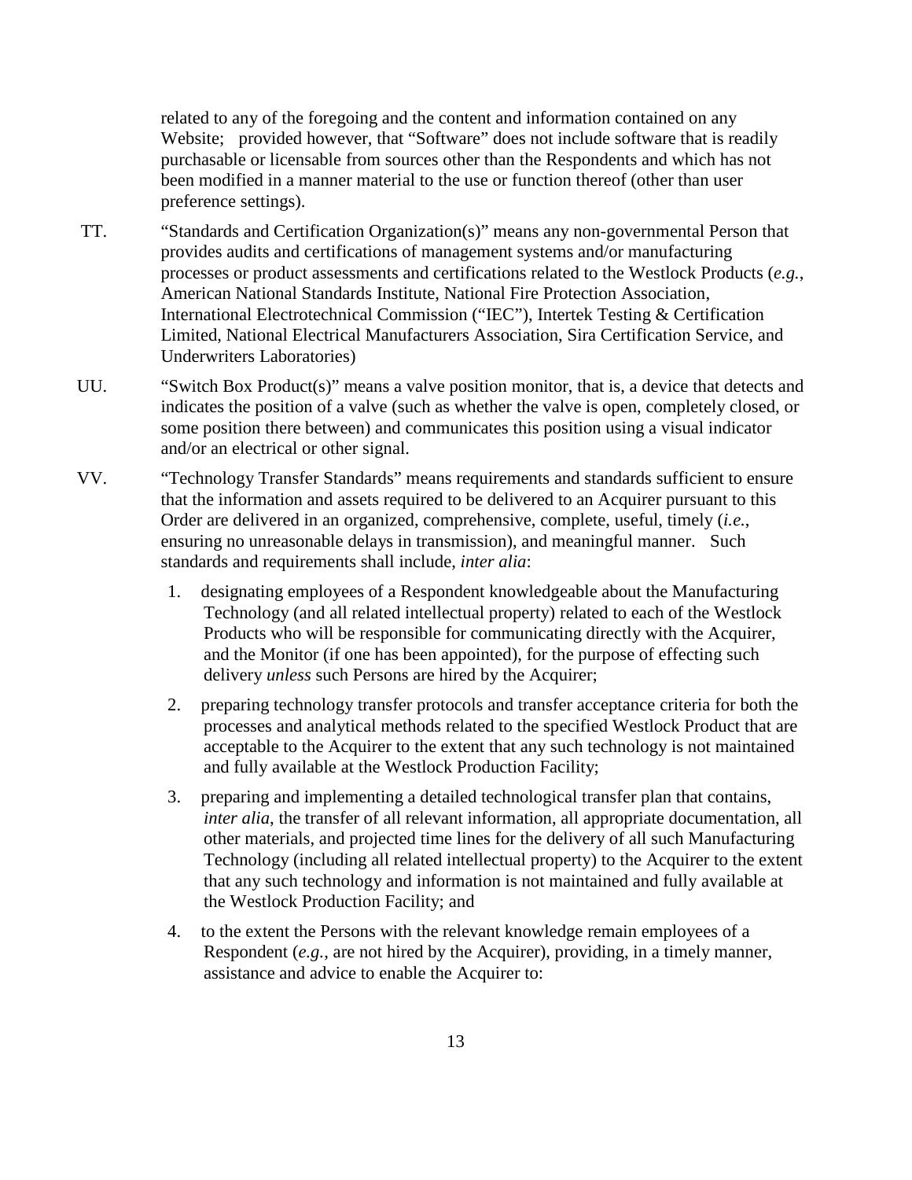related to any of the foregoing and the content and information contained on any Website; provided however, that "Software" does not include software that is readily purchasable or licensable from sources other than the Respondents and which has not been modified in a manner material to the use or function thereof (other than user preference settings).

TT. "Standards and Certification Organization(s)" means any non-governmental Person that provides audits and certifications of management systems and/or manufacturing processes or product assessments and certifications related to the Westlock Products (*e.g.*, American National Standards Institute, National Fire Protection Association, International Electrotechnical Commission ("IEC"), Intertek Testing & Certification Limited, National Electrical Manufacturers Association, Sira Certification Service, and Underwriters Laboratories)

UU. "Switch Box Product(s)" means a valve position monitor, that is, a device that detects and indicates the position of a valve (such as whether the valve is open, completely closed, or some position there between) and communicates this position using a visual indicator and/or an electrical or other signal.

VV. "Technology Transfer Standards" means requirements and standards sufficient to ensure that the information and assets required to be delivered to an Acquirer pursuant to this Order are delivered in an organized, comprehensive, complete, useful, timely (*i.e.*, ensuring no unreasonable delays in transmission), and meaningful manner. Such standards and requirements shall include, *inter alia*:

1. designating employees of a Respondent knowledgeable about the Manufacturing Technology (and all related intellectual property) related to each of the Westlock Products who will be responsible for communicating directly with the Acquirer, and the Monitor (if one has been appointed), for the purpose of effecting such delivery *unless* such Persons are hired by the Acquirer;

2. preparing technology transfer protocols and transfer acceptance criteria for both the processes and analytical methods related to the specified Westlock Product that are acceptable to the Acquirer to the extent that any such technology is not maintained and fully available at the Westlock Production Facility;

3. preparing and implementing a detailed technological transfer plan that contains, *inter alia*, the transfer of all relevant information, all appropriate documentation, all other materials, and projected time lines for the delivery of all such Manufacturing Technology (including all related intellectual property) to the Acquirer to the extent that any such technology and information is not maintained and fully available at the Westlock Production Facility; and

4. to the extent the Persons with the relevant knowledge remain employees of a Respondent (*e.g.*, are not hired by the Acquirer), providing, in a timely manner, assistance and advice to enable the Acquirer to: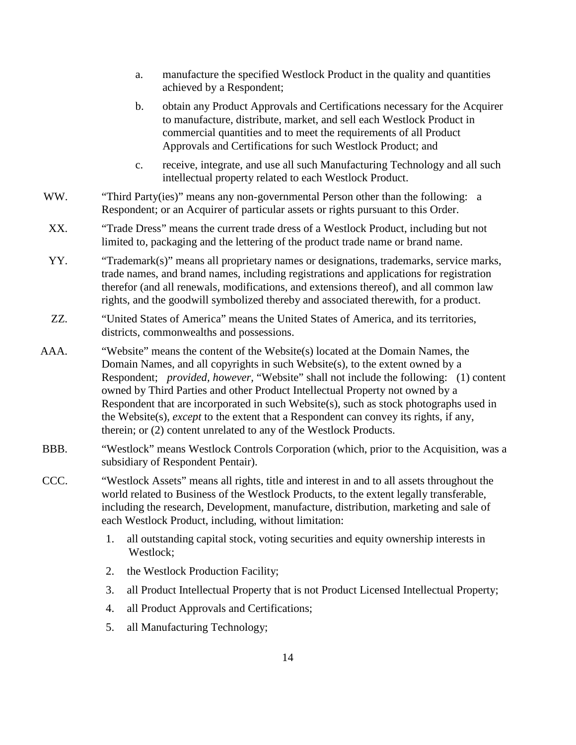a. manufacture the specified Westlock Product in the quality and quantities achieved by a Respondent;

b. obtain any Product Approvals and Certifications necessary for the Acquirer to manufacture, distribute, market, and sell each Westlock Product in commercial quantities and to meet the requirements of all Product Approvals and Certifications for such Westlock Product; and

c. receive, integrate, and use all such Manufacturing Technology and all such intellectual property related to each Westlock Product.

WW. "Third Party(ies)" means any non-governmental Person other than the following: a Respondent; or an Acquirer of particular assets or rights pursuant to this Order.

XX. "Trade Dress" means the current trade dress of a Westlock Product, including but not limited to, packaging and the lettering of the product trade name or brand name.

YY. "Trademark(s)" means all proprietary names or designations, trademarks, service marks, trade names, and brand names, including registrations and applications for registration therefor (and all renewals, modifications, and extensions thereof), and all common law rights, and the goodwill symbolized thereby and associated therewith, for a product.

ZZ. "United States of America" means the United States of America, and its territories, districts, commonwealths and possessions.

AAA. "Website" means the content of the Website(s) located at the Domain Names, the Domain Names, and all copyrights in such Website(s), to the extent owned by a Respondent; *provided, however,* "Website" shall not include the following: (1) content owned by Third Parties and other Product Intellectual Property not owned by a Respondent that are incorporated in such Website(s), such as stock photographs used in the Website(s), *except* to the extent that a Respondent can convey its rights, if any, therein; or (2) content unrelated to any of the Westlock Products.

BBB. "Westlock" means Westlock Controls Corporation (which, prior to the Acquisition, was a subsidiary of Respondent Pentair).

CCC. "Westlock Assets" means all rights, title and interest in and to all assets throughout the world related to Business of the Westlock Products, to the extent legally transferable, including the research, Development, manufacture, distribution, marketing and sale of each Westlock Product, including, without limitation:

1. all outstanding capital stock, voting securities and equity ownership interests in Westlock;
2. the Westlock Production Facility;
3. all Product Intellectual Property that is not Product Licensed Intellectual Property;
4. all Product Approvals and Certifications;
5. all Manufacturing Technology;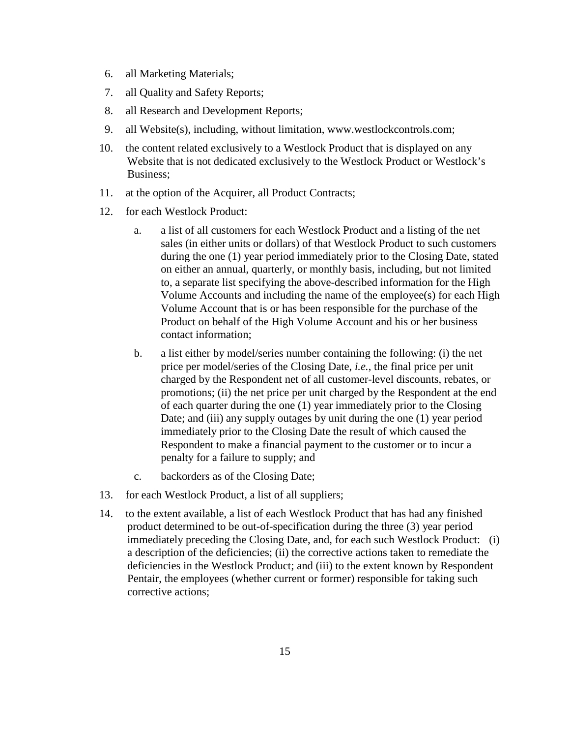6. all Marketing Materials;
7. all Quality and Safety Reports;
8. all Research and Development Reports;
9. all Website(s), including, without limitation, www.westlockcontrols.com;
10. the content related exclusively to a Westlock Product that is displayed on any Website that is not dedicated exclusively to the Westlock Product or Westlock's Business;
11. at the option of the Acquirer, all Product Contracts;
12. for each Westlock Product:
    a. a list of all customers for each Westlock Product and a listing of the net sales (in either units or dollars) of that Westlock Product to such customers during the one (1) year period immediately prior to the Closing Date, stated on either an annual, quarterly, or monthly basis, including, but not limited to, a separate list specifying the above-described information for the High Volume Accounts and including the name of the employee(s) for each High Volume Account that is or has been responsible for the purchase of the Product on behalf of the High Volume Account and his or her business contact information;
    b. a list either by model/series number containing the following: (i) the net price per model/series of the Closing Date, *i.e.*, the final price per unit charged by the Respondent net of all customer-level discounts, rebates, or promotions; (ii) the net price per unit charged by the Respondent at the end of each quarter during the one (1) year immediately prior to the Closing Date; and (iii) any supply outages by unit during the one (1) year period immediately prior to the Closing Date the result of which caused the Respondent to make a financial payment to the customer or to incur a penalty for a failure to supply; and
    c. backorders as of the Closing Date;
13. for each Westlock Product, a list of all suppliers;
14. to the extent available, a list of each Westlock Product that has had any finished product determined to be out-of-specification during the three (3) year period immediately preceding the Closing Date, and, for each such Westlock Product: (i) a description of the deficiencies; (ii) the corrective actions taken to remediate the deficiencies in the Westlock Product; and (iii) to the extent known by Respondent Pentair, the employees (whether current or former) responsible for taking such corrective actions;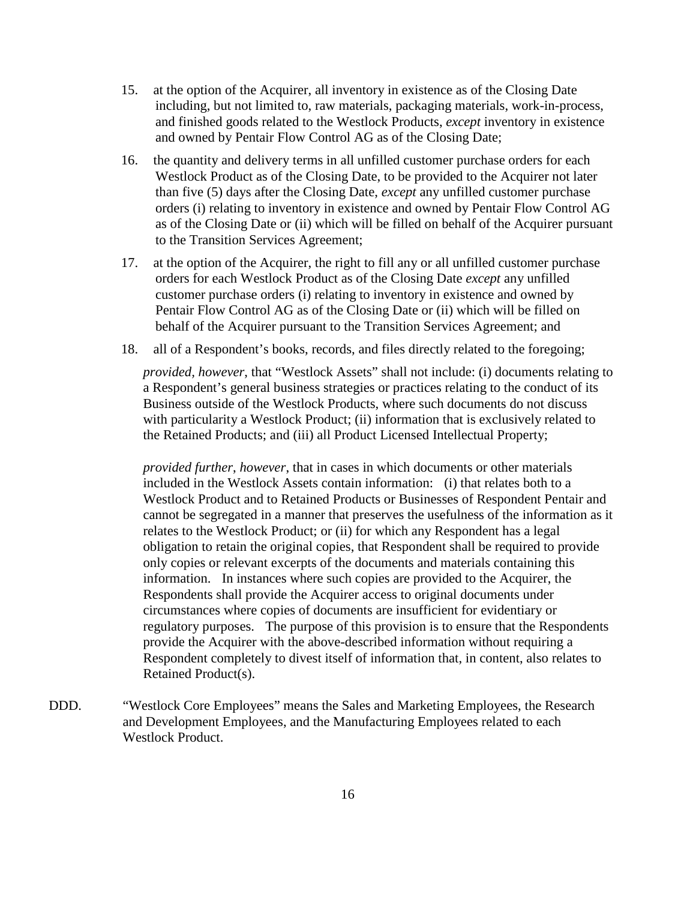15. at the option of the Acquirer, all inventory in existence as of the Closing Date including, but not limited to, raw materials, packaging materials, work-in-process, and finished goods related to the Westlock Products, *except* inventory in existence and owned by Pentair Flow Control AG as of the Closing Date;

16. the quantity and delivery terms in all unfilled customer purchase orders for each Westlock Product as of the Closing Date, to be provided to the Acquirer not later than five (5) days after the Closing Date, *except* any unfilled customer purchase orders (i) relating to inventory in existence and owned by Pentair Flow Control AG as of the Closing Date or (ii) which will be filled on behalf of the Acquirer pursuant to the Transition Services Agreement;

17. at the option of the Acquirer, the right to fill any or all unfilled customer purchase orders for each Westlock Product as of the Closing Date *except* any unfilled customer purchase orders (i) relating to inventory in existence and owned by Pentair Flow Control AG as of the Closing Date or (ii) which will be filled on behalf of the Acquirer pursuant to the Transition Services Agreement; and

18. all of a Respondent's books, records, and files directly related to the foregoing;

*provided, however*, that "Westlock Assets" shall not include: (i) documents relating to a Respondent's general business strategies or practices relating to the conduct of its Business outside of the Westlock Products, where such documents do not discuss with particularity a Westlock Product; (ii) information that is exclusively related to the Retained Products; and (iii) all Product Licensed Intellectual Property;

*provided further, however*, that in cases in which documents or other materials included in the Westlock Assets contain information: (i) that relates both to a Westlock Product and to Retained Products or Businesses of Respondent Pentair and cannot be segregated in a manner that preserves the usefulness of the information as it relates to the Westlock Product; or (ii) for which any Respondent has a legal obligation to retain the original copies, that Respondent shall be required to provide only copies or relevant excerpts of the documents and materials containing this information. In instances where such copies are provided to the Acquirer, the Respondents shall provide the Acquirer access to original documents under circumstances where copies of documents are insufficient for evidentiary or regulatory purposes. The purpose of this provision is to ensure that the Respondents provide the Acquirer with the above-described information without requiring a Respondent completely to divest itself of information that, in content, also relates to Retained Product(s).

DDD. "Westlock Core Employees" means the Sales and Marketing Employees, the Research and Development Employees, and the Manufacturing Employees related to each Westlock Product.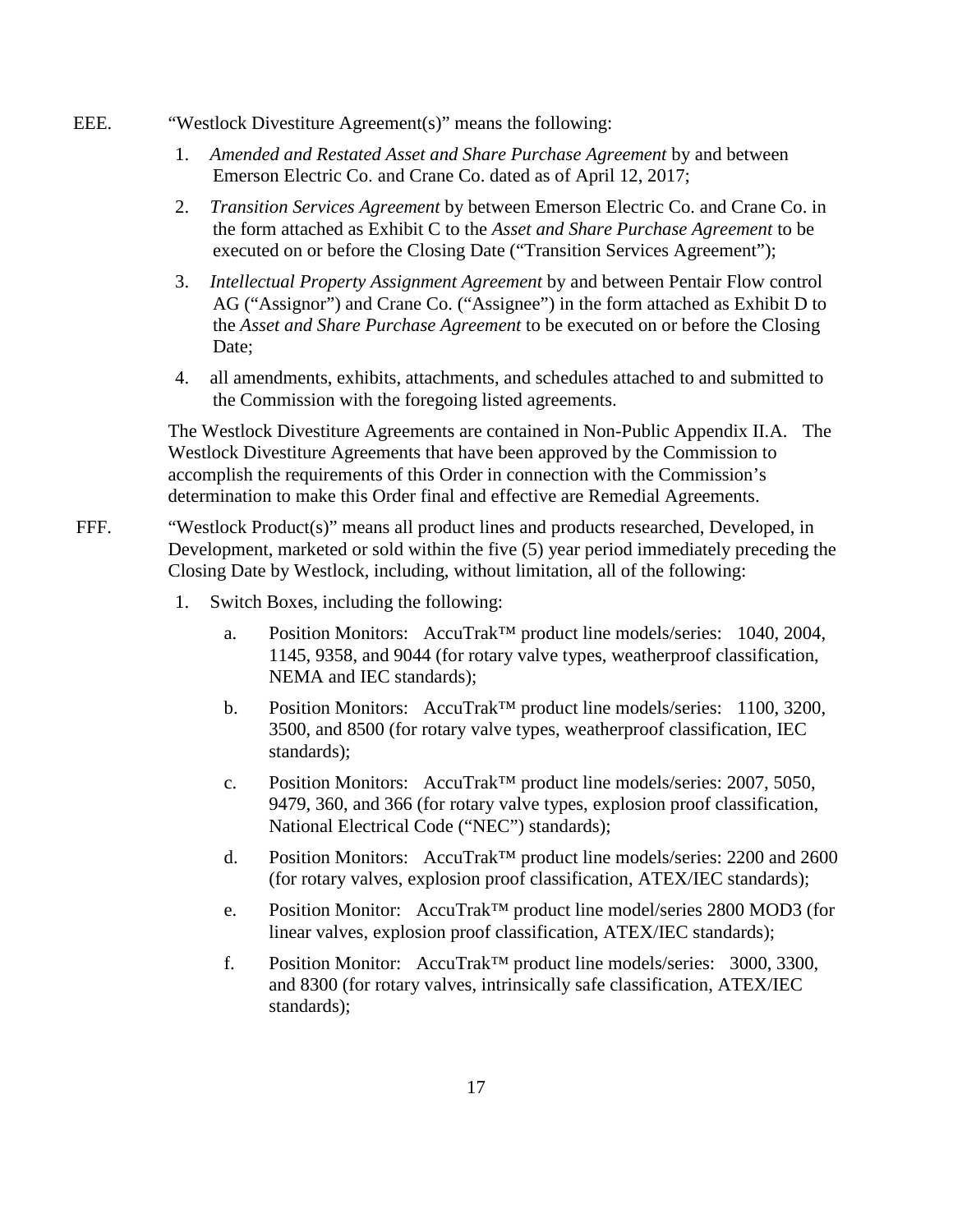EEE. “Westlock Divestiture Agreement(s)” means the following:

1. *Amended and Restated Asset and Share Purchase Agreement* by and between Emerson Electric Co. and Crane Co. dated as of April 12, 2017;

2. *Transition Services Agreement* by between Emerson Electric Co. and Crane Co. in the form attached as Exhibit C to the *Asset and Share Purchase Agreement* to be executed on or before the Closing Date (“Transition Services Agreement”);

3. *Intellectual Property Assignment Agreement* by and between Pentair Flow control AG (“Assignor”) and Crane Co. (“Assignee”) in the form attached as Exhibit D to the *Asset and Share Purchase Agreement* to be executed on or before the Closing Date;

4. all amendments, exhibits, attachments, and schedules attached to and submitted to the Commission with the foregoing listed agreements.

The Westlock Divestiture Agreements are contained in Non-Public Appendix II.A. The Westlock Divestiture Agreements that have been approved by the Commission to accomplish the requirements of this Order in connection with the Commission’s determination to make this Order final and effective are Remedial Agreements.

FFF. “Westlock Product(s)” means all product lines and products researched, Developed, in Development, marketed or sold within the five (5) year period immediately preceding the Closing Date by Westlock, including, without limitation, all of the following:

1. Switch Boxes, including the following:

   a. Position Monitors: AccuTrak™ product line models/series: 1040, 2004, 1145, 9358, and 9044 (for rotary valve types, weatherproof classification, NEMA and IEC standards);

   b. Position Monitors: AccuTrak™ product line models/series: 1100, 3200, 3500, and 8500 (for rotary valve types, weatherproof classification, IEC standards);

   c. Position Monitors: AccuTrak™ product line models/series: 2007, 5050, 9479, 360, and 366 (for rotary valve types, explosion proof classification, National Electrical Code (“NEC”) standards);

   d. Position Monitors: AccuTrak™ product line models/series: 2200 and 2600 (for rotary valves, explosion proof classification, ATEX/IEC standards);

   e. Position Monitor: AccuTrak™ product line model/series 2800 MOD3 (for linear valves, explosion proof classification, ATEX/IEC standards);

   f. Position Monitor: AccuTrak™ product line models/series: 3000, 3300, and 8300 (for rotary valves, intrinsically safe classification, ATEX/IEC standards);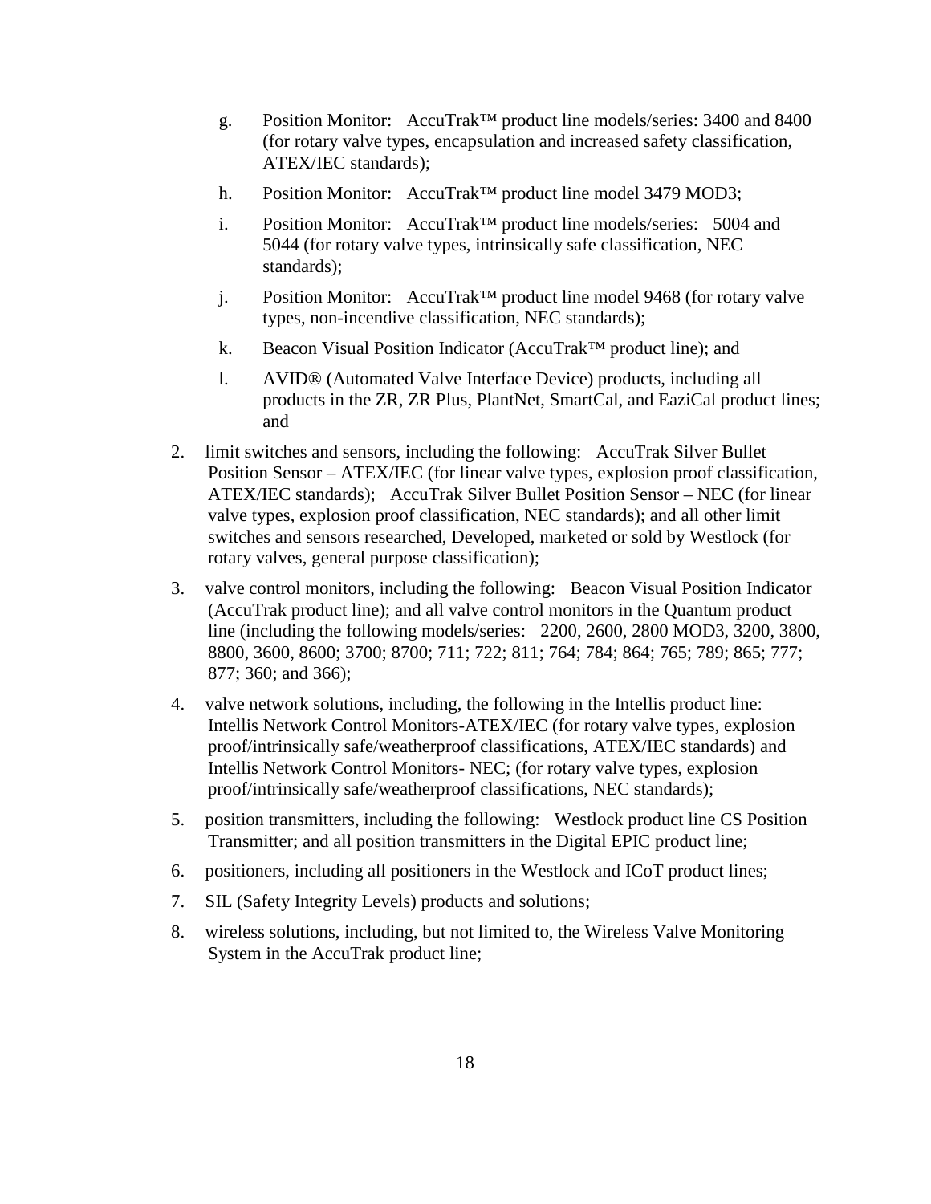g. Position Monitor: AccuTrak™ product line models/series: 3400 and 8400 (for rotary valve types, encapsulation and increased safety classification, ATEX/IEC standards);

h. Position Monitor: AccuTrak™ product line model 3479 MOD3;

i. Position Monitor: AccuTrak™ product line models/series: 5004 and 5044 (for rotary valve types, intrinsically safe classification, NEC standards);

j. Position Monitor: AccuTrak™ product line model 9468 (for rotary valve types, non-incendive classification, NEC standards);

k. Beacon Visual Position Indicator (AccuTrak™ product line); and

l. AVID® (Automated Valve Interface Device) products, including all products in the ZR, ZR Plus, PlantNet, SmartCal, and EaziCal product lines; and

2. limit switches and sensors, including the following: AccuTrak Silver Bullet Position Sensor – ATEX/IEC (for linear valve types, explosion proof classification, ATEX/IEC standards); AccuTrak Silver Bullet Position Sensor – NEC (for linear valve types, explosion proof classification, NEC standards); and all other limit switches and sensors researched, Developed, marketed or sold by Westlock (for rotary valves, general purpose classification);

3. valve control monitors, including the following: Beacon Visual Position Indicator (AccuTrak product line); and all valve control monitors in the Quantum product line (including the following models/series: 2200, 2600, 2800 MOD3, 3200, 3800, 8800, 3600, 8600; 3700; 8700; 711; 722; 811; 764; 784; 864; 765; 789; 865; 777; 877; 360; and 366);

4. valve network solutions, including, the following in the Intellis product line: Intellis Network Control Monitors-ATEX/IEC (for rotary valve types, explosion proof/intrinsically safe/weatherproof classifications, ATEX/IEC standards) and Intellis Network Control Monitors- NEC; (for rotary valve types, explosion proof/intrinsically safe/weatherproof classifications, NEC standards);

5. position transmitters, including the following: Westlock product line CS Position Transmitter; and all position transmitters in the Digital EPIC product line;

6. positioners, including all positioners in the Westlock and ICoT product lines;

7. SIL (Safety Integrity Levels) products and solutions;

8. wireless solutions, including, but not limited to, the Wireless Valve Monitoring System in the AccuTrak product line;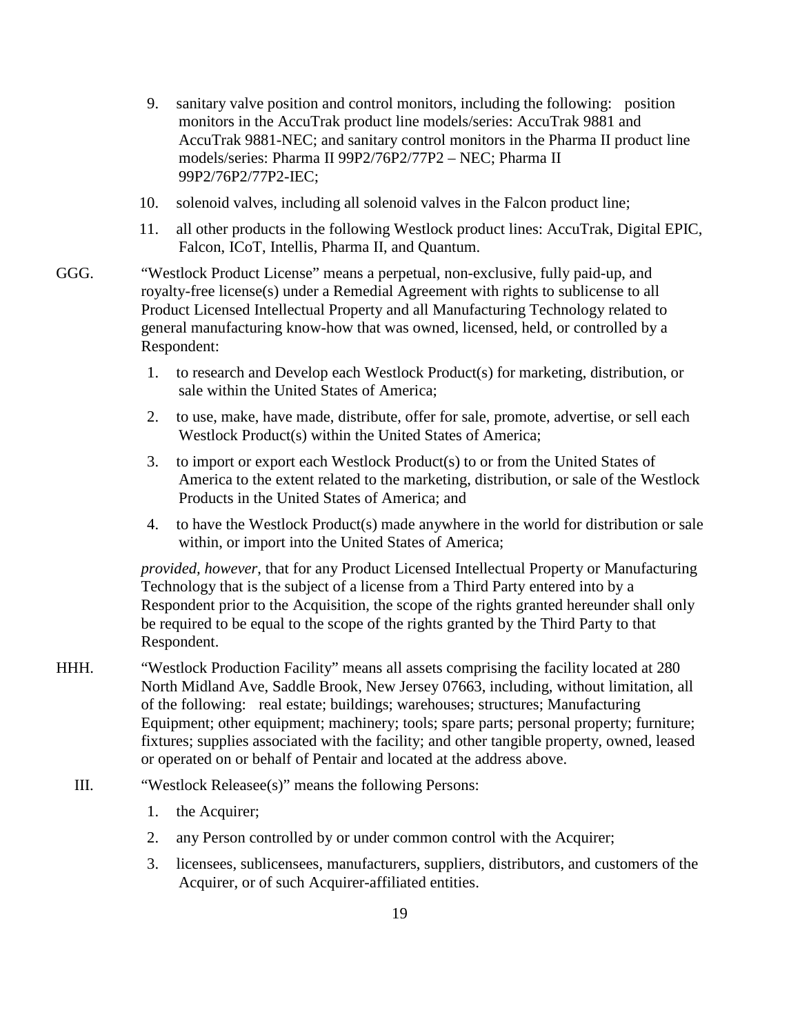9. sanitary valve position and control monitors, including the following: position monitors in the AccuTrak product line models/series: AccuTrak 9881 and AccuTrak 9881-NEC; and sanitary control monitors in the Pharma II product line models/series: Pharma II 99P2/76P2/77P2 – NEC; Pharma II 99P2/76P2/77P2-IEC;

10. solenoid valves, including all solenoid valves in the Falcon product line;

11. all other products in the following Westlock product lines: AccuTrak, Digital EPIC, Falcon, ICoT, Intellis, Pharma II, and Quantum.

GGG. "Westlock Product License" means a perpetual, non-exclusive, fully paid-up, and royalty-free license(s) under a Remedial Agreement with rights to sublicense to all Product Licensed Intellectual Property and all Manufacturing Technology related to general manufacturing know-how that was owned, licensed, held, or controlled by a Respondent:

1. to research and Develop each Westlock Product(s) for marketing, distribution, or sale within the United States of America;

2. to use, make, have made, distribute, offer for sale, promote, advertise, or sell each Westlock Product(s) within the United States of America;

3. to import or export each Westlock Product(s) to or from the United States of America to the extent related to the marketing, distribution, or sale of the Westlock Products in the United States of America; and

4. to have the Westlock Product(s) made anywhere in the world for distribution or sale within, or import into the United States of America;

*provided, however*, that for any Product Licensed Intellectual Property or Manufacturing Technology that is the subject of a license from a Third Party entered into by a Respondent prior to the Acquisition, the scope of the rights granted hereunder shall only be required to be equal to the scope of the rights granted by the Third Party to that Respondent.

HHH. "Westlock Production Facility" means all assets comprising the facility located at 280 North Midland Ave, Saddle Brook, New Jersey 07663, including, without limitation, all of the following: real estate; buildings; warehouses; structures; Manufacturing Equipment; other equipment; machinery; tools; spare parts; personal property; furniture; fixtures; supplies associated with the facility; and other tangible property, owned, leased or operated on or behalf of Pentair and located at the address above.

III. "Westlock Releasee(s)" means the following Persons:

1. the Acquirer;

2. any Person controlled by or under common control with the Acquirer;

3. licensees, sublicensees, manufacturers, suppliers, distributors, and customers of the Acquirer, or of such Acquirer-affiliated entities.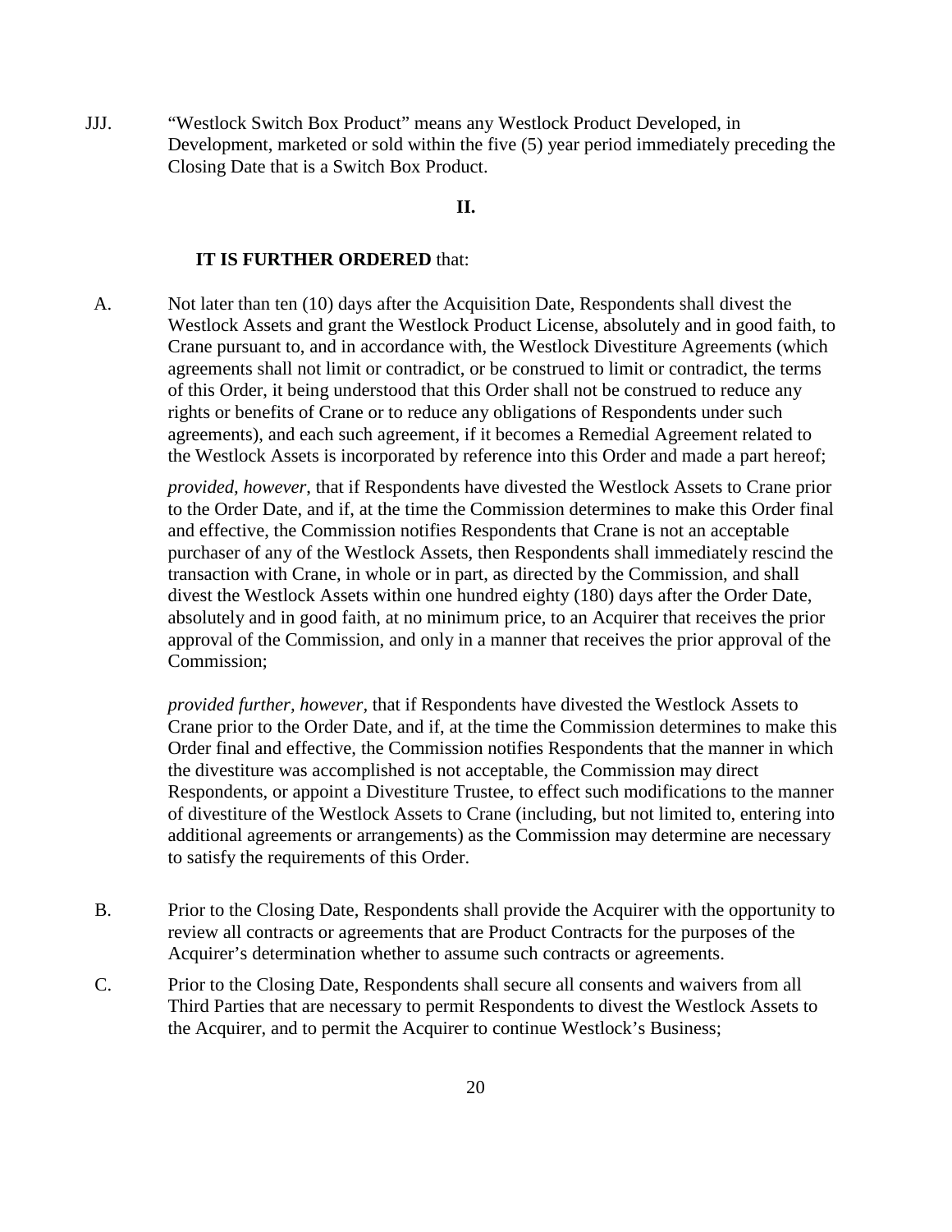JJJ. "Westlock Switch Box Product" means any Westlock Product Developed, in Development, marketed or sold within the five (5) year period immediately preceding the Closing Date that is a Switch Box Product.

## II.

**IT IS FURTHER ORDERED** that:

A. Not later than ten (10) days after the Acquisition Date, Respondents shall divest the Westlock Assets and grant the Westlock Product License, absolutely and in good faith, to Crane pursuant to, and in accordance with, the Westlock Divestiture Agreements (which agreements shall not limit or contradict, or be construed to limit or contradict, the terms of this Order, it being understood that this Order shall not be construed to reduce any rights or benefits of Crane or to reduce any obligations of Respondents under such agreements), and each such agreement, if it becomes a Remedial Agreement related to the Westlock Assets is incorporated by reference into this Order and made a part hereof;

   *provided, however*, that if Respondents have divested the Westlock Assets to Crane prior to the Order Date, and if, at the time the Commission determines to make this Order final and effective, the Commission notifies Respondents that Crane is not an acceptable purchaser of any of the Westlock Assets, then Respondents shall immediately rescind the transaction with Crane, in whole or in part, as directed by the Commission, and shall divest the Westlock Assets within one hundred eighty (180) days after the Order Date, absolutely and in good faith, at no minimum price, to an Acquirer that receives the prior approval of the Commission, and only in a manner that receives the prior approval of the Commission;

   *provided further, however*, that if Respondents have divested the Westlock Assets to Crane prior to the Order Date, and if, at the time the Commission determines to make this Order final and effective, the Commission notifies Respondents that the manner in which the divestiture was accomplished is not acceptable, the Commission may direct Respondents, or appoint a Divestiture Trustee, to effect such modifications to the manner of divestiture of the Westlock Assets to Crane (including, but not limited to, entering into additional agreements or arrangements) as the Commission may determine are necessary to satisfy the requirements of this Order.

B. Prior to the Closing Date, Respondents shall provide the Acquirer with the opportunity to review all contracts or agreements that are Product Contracts for the purposes of the Acquirer's determination whether to assume such contracts or agreements.

C. Prior to the Closing Date, Respondents shall secure all consents and waivers from all Third Parties that are necessary to permit Respondents to divest the Westlock Assets to the Acquirer, and to permit the Acquirer to continue Westlock's Business;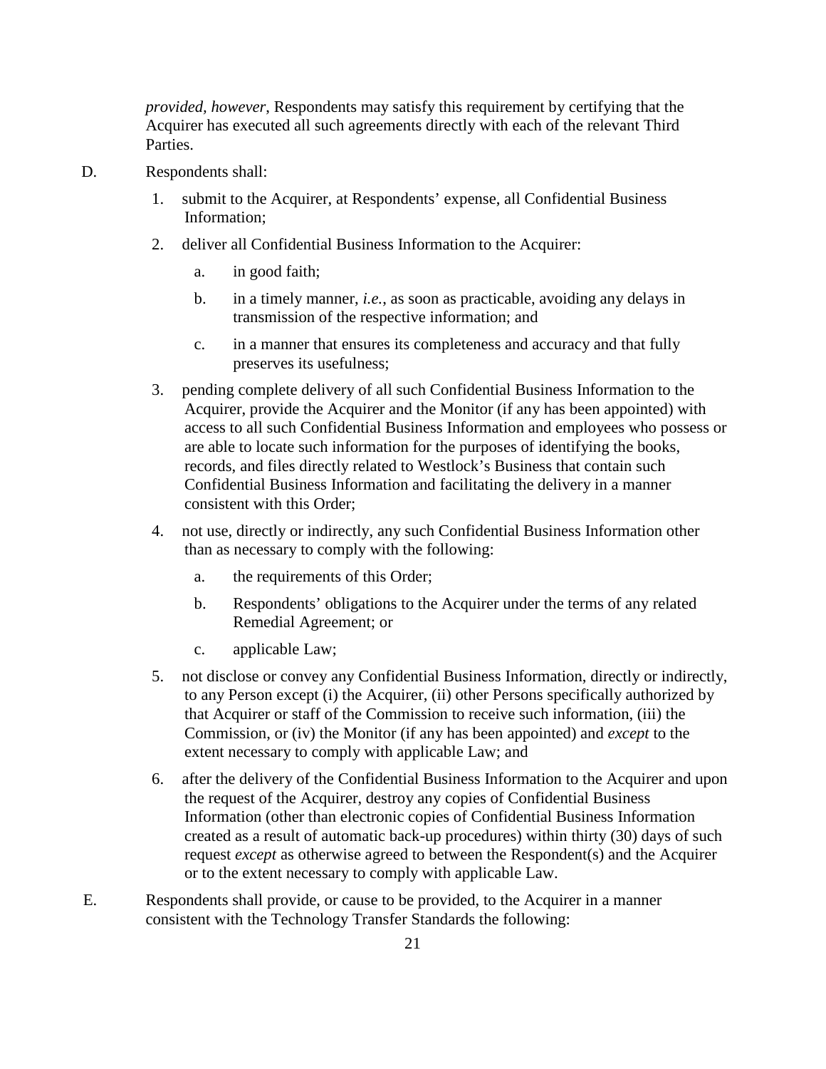*provided, however,* Respondents may satisfy this requirement by certifying that the Acquirer has executed all such agreements directly with each of the relevant Third Parties.

D. Respondents shall:

1. submit to the Acquirer, at Respondents' expense, all Confidential Business Information;
2. deliver all Confidential Business Information to the Acquirer:
   a. in good faith;
   b. in a timely manner, *i.e.*, as soon as practicable, avoiding any delays in transmission of the respective information; and
   c. in a manner that ensures its completeness and accuracy and that fully preserves its usefulness;
3. pending complete delivery of all such Confidential Business Information to the Acquirer, provide the Acquirer and the Monitor (if any has been appointed) with access to all such Confidential Business Information and employees who possess or are able to locate such information for the purposes of identifying the books, records, and files directly related to Westlock's Business that contain such Confidential Business Information and facilitating the delivery in a manner consistent with this Order;
4. not use, directly or indirectly, any such Confidential Business Information other than as necessary to comply with the following:
   a. the requirements of this Order;
   b. Respondents' obligations to the Acquirer under the terms of any related Remedial Agreement; or
   c. applicable Law;
5. not disclose or convey any Confidential Business Information, directly or indirectly, to any Person except (i) the Acquirer, (ii) other Persons specifically authorized by that Acquirer or staff of the Commission to receive such information, (iii) the Commission, or (iv) the Monitor (if any has been appointed) and *except* to the extent necessary to comply with applicable Law; and
6. after the delivery of the Confidential Business Information to the Acquirer and upon the request of the Acquirer, destroy any copies of Confidential Business Information (other than electronic copies of Confidential Business Information created as a result of automatic back-up procedures) within thirty (30) days of such request *except* as otherwise agreed to between the Respondent(s) and the Acquirer or to the extent necessary to comply with applicable Law.

E. Respondents shall provide, or cause to be provided, to the Acquirer in a manner consistent with the Technology Transfer Standards the following: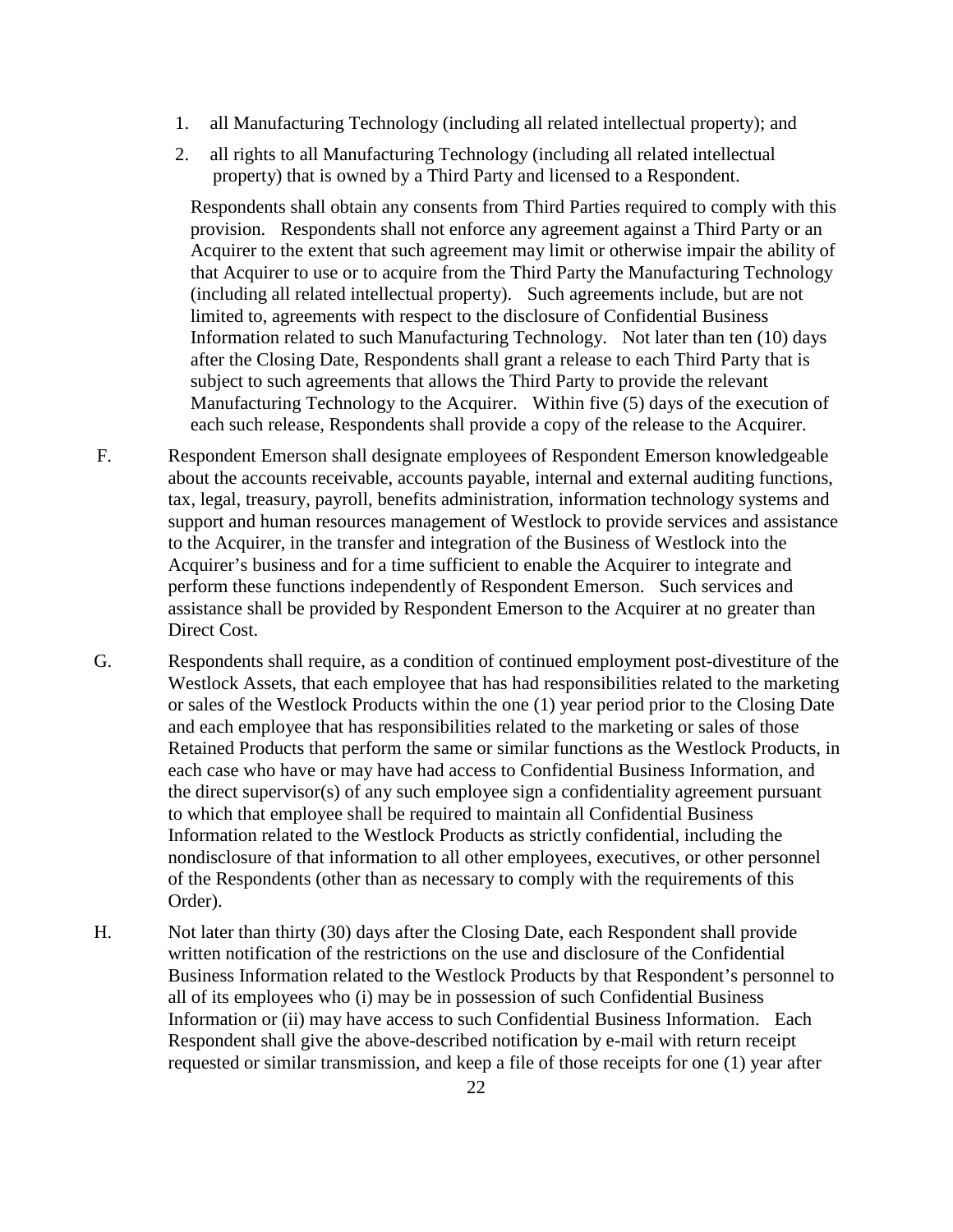1. all Manufacturing Technology (including all related intellectual property); and
2. all rights to all Manufacturing Technology (including all related intellectual property) that is owned by a Third Party and licensed to a Respondent.

Respondents shall obtain any consents from Third Parties required to comply with this provision. Respondents shall not enforce any agreement against a Third Party or an Acquirer to the extent that such agreement may limit or otherwise impair the ability of that Acquirer to use or to acquire from the Third Party the Manufacturing Technology (including all related intellectual property). Such agreements include, but are not limited to, agreements with respect to the disclosure of Confidential Business Information related to such Manufacturing Technology. Not later than ten (10) days after the Closing Date, Respondents shall grant a release to each Third Party that is subject to such agreements that allows the Third Party to provide the relevant Manufacturing Technology to the Acquirer. Within five (5) days of the execution of each such release, Respondents shall provide a copy of the release to the Acquirer.

F. Respondent Emerson shall designate employees of Respondent Emerson knowledgeable about the accounts receivable, accounts payable, internal and external auditing functions, tax, legal, treasury, payroll, benefits administration, information technology systems and support and human resources management of Westlock to provide services and assistance to the Acquirer, in the transfer and integration of the Business of Westlock into the Acquirer's business and for a time sufficient to enable the Acquirer to integrate and perform these functions independently of Respondent Emerson. Such services and assistance shall be provided by Respondent Emerson to the Acquirer at no greater than Direct Cost.

G. Respondents shall require, as a condition of continued employment post-divestiture of the Westlock Assets, that each employee that has had responsibilities related to the marketing or sales of the Westlock Products within the one (1) year period prior to the Closing Date and each employee that has responsibilities related to the marketing or sales of those Retained Products that perform the same or similar functions as the Westlock Products, in each case who have or may have had access to Confidential Business Information, and the direct supervisor(s) of any such employee sign a confidentiality agreement pursuant to which that employee shall be required to maintain all Confidential Business Information related to the Westlock Products as strictly confidential, including the nondisclosure of that information to all other employees, executives, or other personnel of the Respondents (other than as necessary to comply with the requirements of this Order).

H. Not later than thirty (30) days after the Closing Date, each Respondent shall provide written notification of the restrictions on the use and disclosure of the Confidential Business Information related to the Westlock Products by that Respondent's personnel to all of its employees who (i) may be in possession of such Confidential Business Information or (ii) may have access to such Confidential Business Information. Each Respondent shall give the above-described notification by e-mail with return receipt requested or similar transmission, and keep a file of those receipts for one (1) year after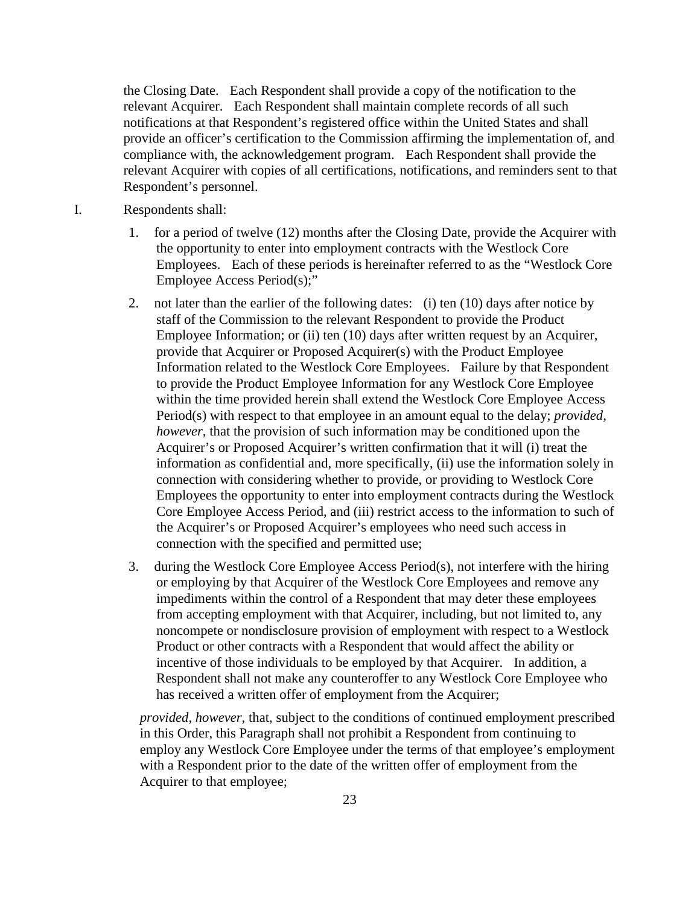the Closing Date. Each Respondent shall provide a copy of the notification to the relevant Acquirer. Each Respondent shall maintain complete records of all such notifications at that Respondent's registered office within the United States and shall provide an officer's certification to the Commission affirming the implementation of, and compliance with, the acknowledgement program. Each Respondent shall provide the relevant Acquirer with copies of all certifications, notifications, and reminders sent to that Respondent's personnel.

I. Respondents shall:

1. for a period of twelve (12) months after the Closing Date, provide the Acquirer with the opportunity to enter into employment contracts with the Westlock Core Employees. Each of these periods is hereinafter referred to as the "Westlock Core Employee Access Period(s);"

2. not later than the earlier of the following dates: (i) ten (10) days after notice by staff of the Commission to the relevant Respondent to provide the Product Employee Information; or (ii) ten (10) days after written request by an Acquirer, provide that Acquirer or Proposed Acquirer(s) with the Product Employee Information related to the Westlock Core Employees. Failure by that Respondent to provide the Product Employee Information for any Westlock Core Employee within the time provided herein shall extend the Westlock Core Employee Access Period(s) with respect to that employee in an amount equal to the delay; *provided, however*, that the provision of such information may be conditioned upon the Acquirer's or Proposed Acquirer's written confirmation that it will (i) treat the information as confidential and, more specifically, (ii) use the information solely in connection with considering whether to provide, or providing to Westlock Core Employees the opportunity to enter into employment contracts during the Westlock Core Employee Access Period, and (iii) restrict access to the information to such of the Acquirer's or Proposed Acquirer's employees who need such access in connection with the specified and permitted use;

3. during the Westlock Core Employee Access Period(s), not interfere with the hiring or employing by that Acquirer of the Westlock Core Employees and remove any impediments within the control of a Respondent that may deter these employees from accepting employment with that Acquirer, including, but not limited to, any noncompete or nondisclosure provision of employment with respect to a Westlock Product or other contracts with a Respondent that would affect the ability or incentive of those individuals to be employed by that Acquirer. In addition, a Respondent shall not make any counteroffer to any Westlock Core Employee who has received a written offer of employment from the Acquirer;

*provided, however,* that, subject to the conditions of continued employment prescribed in this Order, this Paragraph shall not prohibit a Respondent from continuing to employ any Westlock Core Employee under the terms of that employee's employment with a Respondent prior to the date of the written offer of employment from the Acquirer to that employee;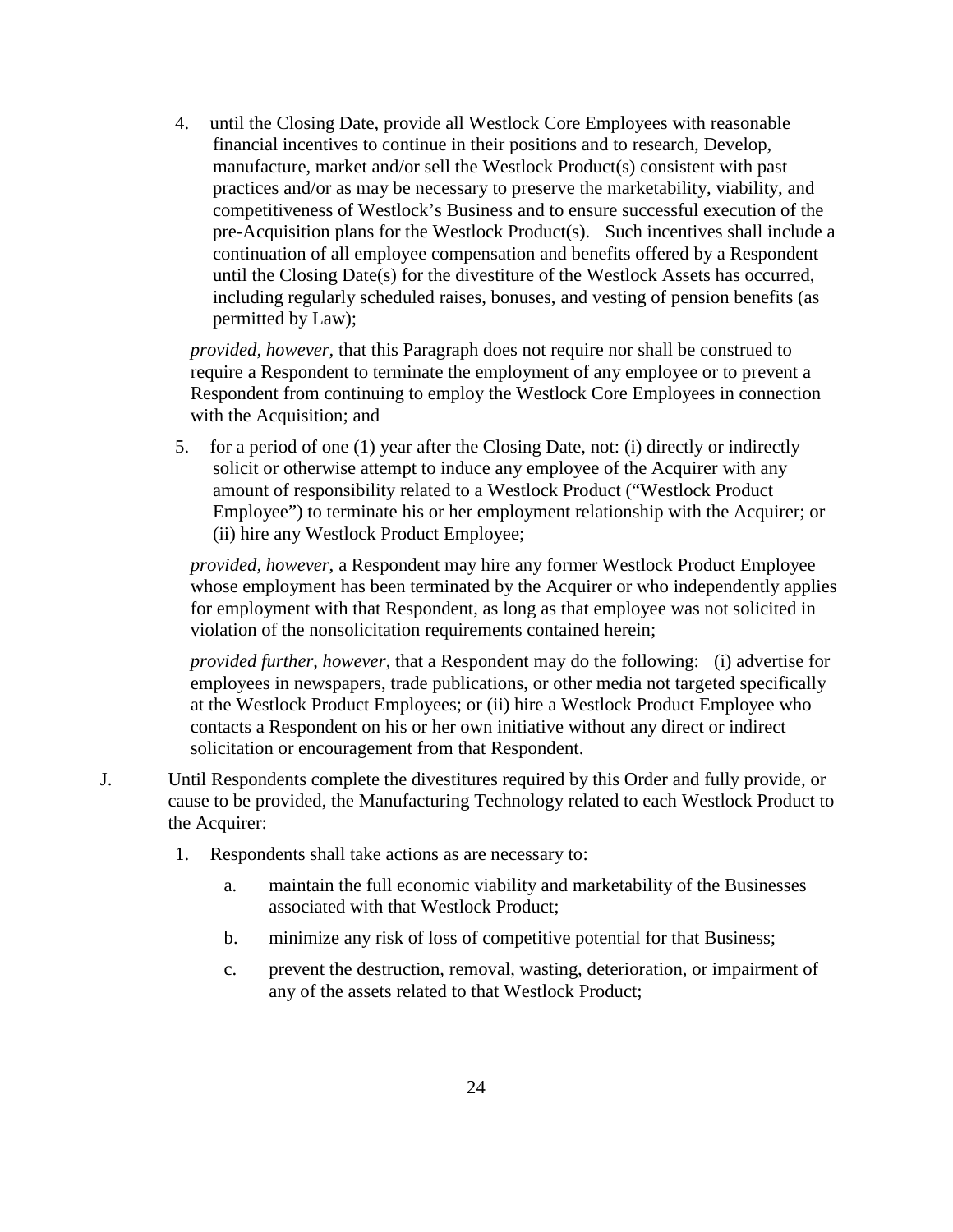4. until the Closing Date, provide all Westlock Core Employees with reasonable financial incentives to continue in their positions and to research, Develop, manufacture, market and/or sell the Westlock Product(s) consistent with past practices and/or as may be necessary to preserve the marketability, viability, and competitiveness of Westlock's Business and to ensure successful execution of the pre-Acquisition plans for the Westlock Product(s). Such incentives shall include a continuation of all employee compensation and benefits offered by a Respondent until the Closing Date(s) for the divestiture of the Westlock Assets has occurred, including regularly scheduled raises, bonuses, and vesting of pension benefits (as permitted by Law);

   *provided, however*, that this Paragraph does not require nor shall be construed to require a Respondent to terminate the employment of any employee or to prevent a Respondent from continuing to employ the Westlock Core Employees in connection with the Acquisition; and

5. for a period of one (1) year after the Closing Date, not: (i) directly or indirectly solicit or otherwise attempt to induce any employee of the Acquirer with any amount of responsibility related to a Westlock Product ("Westlock Product Employee") to terminate his or her employment relationship with the Acquirer; or (ii) hire any Westlock Product Employee;

   *provided, however*, a Respondent may hire any former Westlock Product Employee whose employment has been terminated by the Acquirer or who independently applies for employment with that Respondent, as long as that employee was not solicited in violation of the nonsolicitation requirements contained herein;

   *provided further, however*, that a Respondent may do the following: (i) advertise for employees in newspapers, trade publications, or other media not targeted specifically at the Westlock Product Employees; or (ii) hire a Westlock Product Employee who contacts a Respondent on his or her own initiative without any direct or indirect solicitation or encouragement from that Respondent.

J. Until Respondents complete the divestitures required by this Order and fully provide, or cause to be provided, the Manufacturing Technology related to each Westlock Product to the Acquirer:

   1. Respondents shall take actions as are necessary to:

      a. maintain the full economic viability and marketability of the Businesses associated with that Westlock Product;

      b. minimize any risk of loss of competitive potential for that Business;

      c. prevent the destruction, removal, wasting, deterioration, or impairment of any of the assets related to that Westlock Product;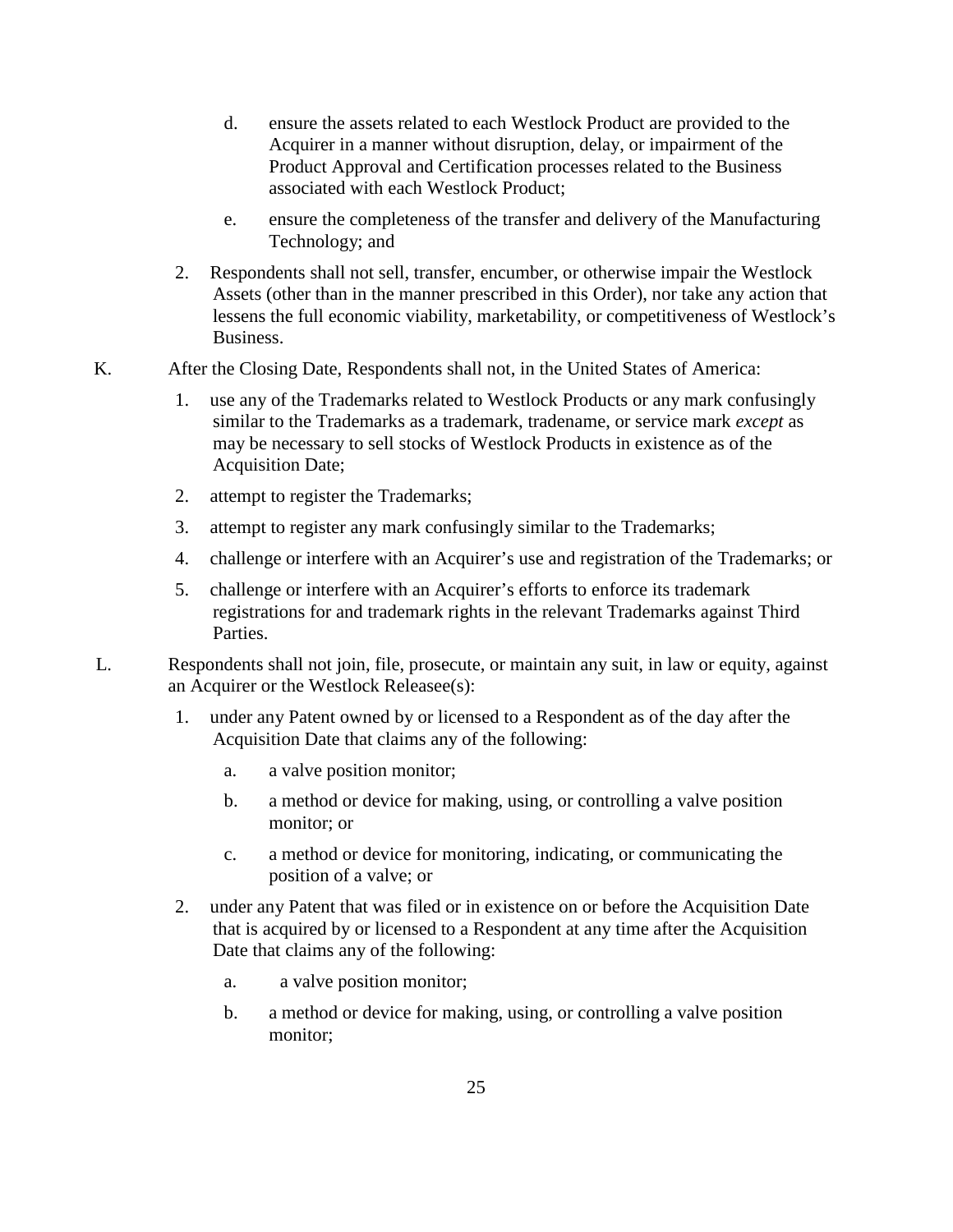d. ensure the assets related to each Westlock Product are provided to the Acquirer in a manner without disruption, delay, or impairment of the Product Approval and Certification processes related to the Business associated with each Westlock Product;

e. ensure the completeness of the transfer and delivery of the Manufacturing Technology; and

2. Respondents shall not sell, transfer, encumber, or otherwise impair the Westlock Assets (other than in the manner prescribed in this Order), nor take any action that lessens the full economic viability, marketability, or competitiveness of Westlock's Business.

K. After the Closing Date, Respondents shall not, in the United States of America:

1. use any of the Trademarks related to Westlock Products or any mark confusingly similar to the Trademarks as a trademark, tradename, or service mark *except* as may be necessary to sell stocks of Westlock Products in existence as of the Acquisition Date;

2. attempt to register the Trademarks;

3. attempt to register any mark confusingly similar to the Trademarks;

4. challenge or interfere with an Acquirer's use and registration of the Trademarks; or

5. challenge or interfere with an Acquirer's efforts to enforce its trademark registrations for and trademark rights in the relevant Trademarks against Third Parties.

L. Respondents shall not join, file, prosecute, or maintain any suit, in law or equity, against an Acquirer or the Westlock Releasee(s):

1. under any Patent owned by or licensed to a Respondent as of the day after the Acquisition Date that claims any of the following:

   a. a valve position monitor;

   b. a method or device for making, using, or controlling a valve position monitor; or

   c. a method or device for monitoring, indicating, or communicating the position of a valve; or

2. under any Patent that was filed or in existence on or before the Acquisition Date that is acquired by or licensed to a Respondent at any time after the Acquisition Date that claims any of the following:

   a. a valve position monitor;

   b. a method or device for making, using, or controlling a valve position monitor;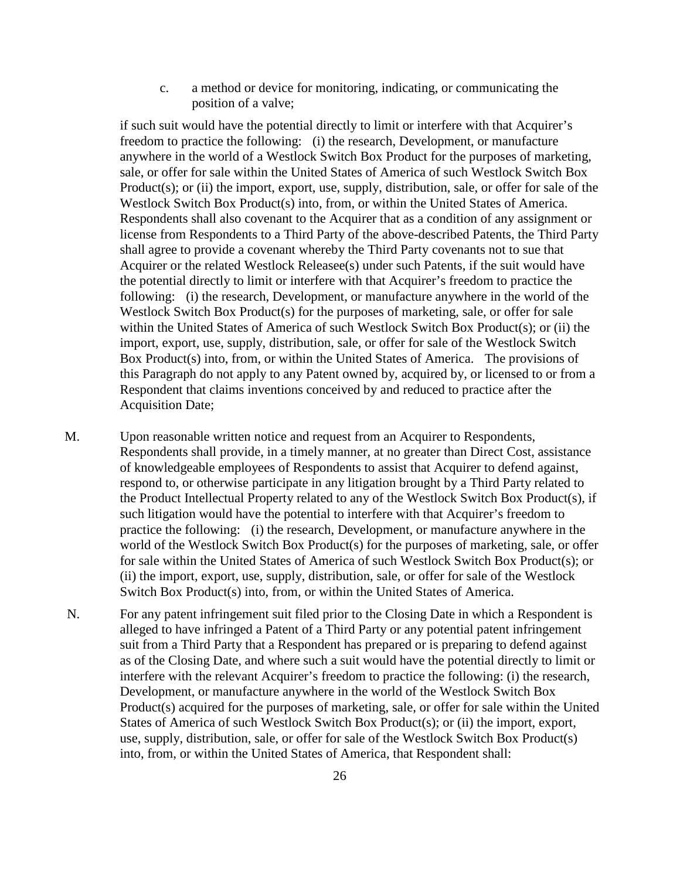c. a method or device for monitoring, indicating, or communicating the position of a valve;

if such suit would have the potential directly to limit or interfere with that Acquirer's freedom to practice the following: (i) the research, Development, or manufacture anywhere in the world of a Westlock Switch Box Product for the purposes of marketing, sale, or offer for sale within the United States of America of such Westlock Switch Box Product(s); or (ii) the import, export, use, supply, distribution, sale, or offer for sale of the Westlock Switch Box Product(s) into, from, or within the United States of America. Respondents shall also covenant to the Acquirer that as a condition of any assignment or license from Respondents to a Third Party of the above-described Patents, the Third Party shall agree to provide a covenant whereby the Third Party covenants not to sue that Acquirer or the related Westlock Releasee(s) under such Patents, if the suit would have the potential directly to limit or interfere with that Acquirer's freedom to practice the following: (i) the research, Development, or manufacture anywhere in the world of the Westlock Switch Box Product(s) for the purposes of marketing, sale, or offer for sale within the United States of America of such Westlock Switch Box Product(s); or (ii) the import, export, use, supply, distribution, sale, or offer for sale of the Westlock Switch Box Product(s) into, from, or within the United States of America. The provisions of this Paragraph do not apply to any Patent owned by, acquired by, or licensed to or from a Respondent that claims inventions conceived by and reduced to practice after the Acquisition Date;

M. Upon reasonable written notice and request from an Acquirer to Respondents, Respondents shall provide, in a timely manner, at no greater than Direct Cost, assistance of knowledgeable employees of Respondents to assist that Acquirer to defend against, respond to, or otherwise participate in any litigation brought by a Third Party related to the Product Intellectual Property related to any of the Westlock Switch Box Product(s), if such litigation would have the potential to interfere with that Acquirer's freedom to practice the following: (i) the research, Development, or manufacture anywhere in the world of the Westlock Switch Box Product(s) for the purposes of marketing, sale, or offer for sale within the United States of America of such Westlock Switch Box Product(s); or (ii) the import, export, use, supply, distribution, sale, or offer for sale of the Westlock Switch Box Product(s) into, from, or within the United States of America.

N. For any patent infringement suit filed prior to the Closing Date in which a Respondent is alleged to have infringed a Patent of a Third Party or any potential patent infringement suit from a Third Party that a Respondent has prepared or is preparing to defend against as of the Closing Date, and where such a suit would have the potential directly to limit or interfere with the relevant Acquirer's freedom to practice the following: (i) the research, Development, or manufacture anywhere in the world of the Westlock Switch Box Product(s) acquired for the purposes of marketing, sale, or offer for sale within the United States of America of such Westlock Switch Box Product(s); or (ii) the import, export, use, supply, distribution, sale, or offer for sale of the Westlock Switch Box Product(s) into, from, or within the United States of America, that Respondent shall: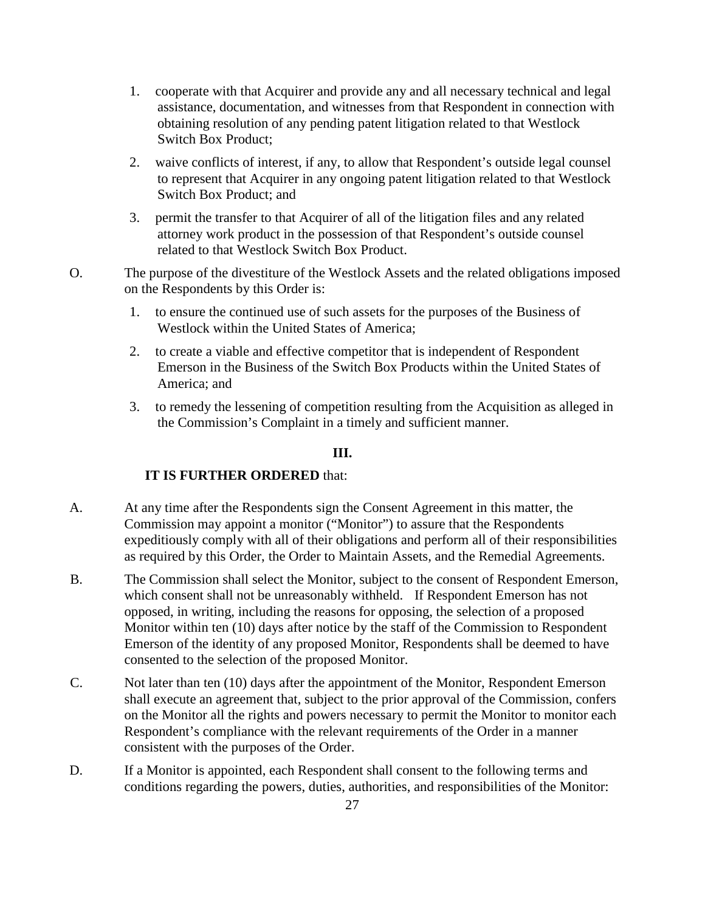1. cooperate with that Acquirer and provide any and all necessary technical and legal assistance, documentation, and witnesses from that Respondent in connection with obtaining resolution of any pending patent litigation related to that Westlock Switch Box Product;
2. waive conflicts of interest, if any, to allow that Respondent's outside legal counsel to represent that Acquirer in any ongoing patent litigation related to that Westlock Switch Box Product; and
3. permit the transfer to that Acquirer of all of the litigation files and any related attorney work product in the possession of that Respondent's outside counsel related to that Westlock Switch Box Product.

O. The purpose of the divestiture of the Westlock Assets and the related obligations imposed on the Respondents by this Order is:

1. to ensure the continued use of such assets for the purposes of the Business of Westlock within the United States of America;
2. to create a viable and effective competitor that is independent of Respondent Emerson in the Business of the Switch Box Products within the United States of America; and
3. to remedy the lessening of competition resulting from the Acquisition as alleged in the Commission's Complaint in a timely and sufficient manner.

## III.

**IT IS FURTHER ORDERED** that:

A. At any time after the Respondents sign the Consent Agreement in this matter, the Commission may appoint a monitor ("Monitor") to assure that the Respondents expeditiously comply with all of their obligations and perform all of their responsibilities as required by this Order, the Order to Maintain Assets, and the Remedial Agreements.

B. The Commission shall select the Monitor, subject to the consent of Respondent Emerson, which consent shall not be unreasonably withheld. If Respondent Emerson has not opposed, in writing, including the reasons for opposing, the selection of a proposed Monitor within ten (10) days after notice by the staff of the Commission to Respondent Emerson of the identity of any proposed Monitor, Respondents shall be deemed to have consented to the selection of the proposed Monitor.

C. Not later than ten (10) days after the appointment of the Monitor, Respondent Emerson shall execute an agreement that, subject to the prior approval of the Commission, confers on the Monitor all the rights and powers necessary to permit the Monitor to monitor each Respondent's compliance with the relevant requirements of the Order in a manner consistent with the purposes of the Order.

D. If a Monitor is appointed, each Respondent shall consent to the following terms and conditions regarding the powers, duties, authorities, and responsibilities of the Monitor: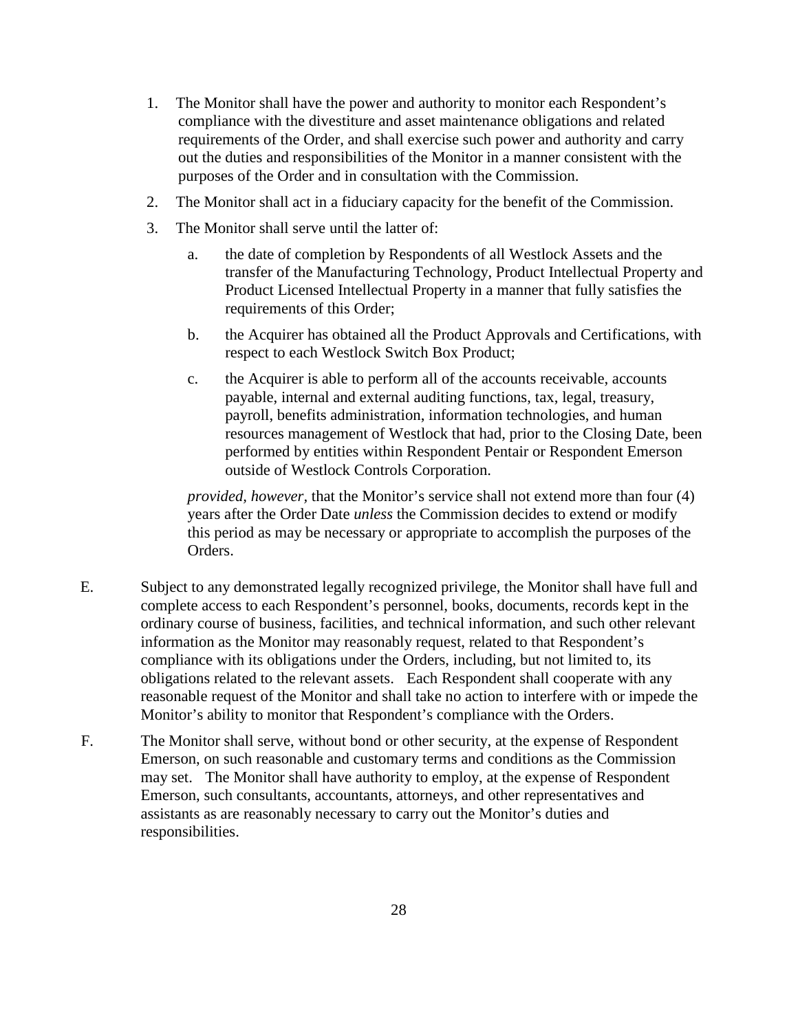1. The Monitor shall have the power and authority to monitor each Respondent's compliance with the divestiture and asset maintenance obligations and related requirements of the Order, and shall exercise such power and authority and carry out the duties and responsibilities of the Monitor in a manner consistent with the purposes of the Order and in consultation with the Commission.
2. The Monitor shall act in a fiduciary capacity for the benefit of the Commission.
3. The Monitor shall serve until the latter of:
   a. the date of completion by Respondents of all Westlock Assets and the transfer of the Manufacturing Technology, Product Intellectual Property and Product Licensed Intellectual Property in a manner that fully satisfies the requirements of this Order;
   b. the Acquirer has obtained all the Product Approvals and Certifications, with respect to each Westlock Switch Box Product;
   c. the Acquirer is able to perform all of the accounts receivable, accounts payable, internal and external auditing functions, tax, legal, treasury, payroll, benefits administration, information technologies, and human resources management of Westlock that had, prior to the Closing Date, been performed by entities within Respondent Pentair or Respondent Emerson outside of Westlock Controls Corporation.

   *provided, however,* that the Monitor's service shall not extend more than four (4) years after the Order Date *unless* the Commission decides to extend or modify this period as may be necessary or appropriate to accomplish the purposes of the Orders.

E. Subject to any demonstrated legally recognized privilege, the Monitor shall have full and complete access to each Respondent's personnel, books, documents, records kept in the ordinary course of business, facilities, and technical information, and such other relevant information as the Monitor may reasonably request, related to that Respondent's compliance with its obligations under the Orders, including, but not limited to, its obligations related to the relevant assets. Each Respondent shall cooperate with any reasonable request of the Monitor and shall take no action to interfere with or impede the Monitor's ability to monitor that Respondent's compliance with the Orders.

F. The Monitor shall serve, without bond or other security, at the expense of Respondent Emerson, on such reasonable and customary terms and conditions as the Commission may set. The Monitor shall have authority to employ, at the expense of Respondent Emerson, such consultants, accountants, attorneys, and other representatives and assistants as are reasonably necessary to carry out the Monitor's duties and responsibilities.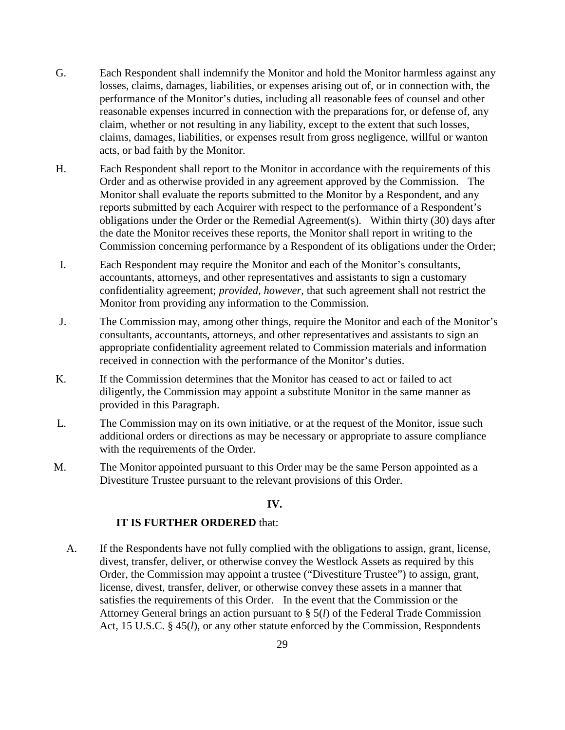G. Each Respondent shall indemnify the Monitor and hold the Monitor harmless against any losses, claims, damages, liabilities, or expenses arising out of, or in connection with, the performance of the Monitor's duties, including all reasonable fees of counsel and other reasonable expenses incurred in connection with the preparations for, or defense of, any claim, whether or not resulting in any liability, except to the extent that such losses, claims, damages, liabilities, or expenses result from gross negligence, willful or wanton acts, or bad faith by the Monitor.

H. Each Respondent shall report to the Monitor in accordance with the requirements of this Order and as otherwise provided in any agreement approved by the Commission. The Monitor shall evaluate the reports submitted to the Monitor by a Respondent, and any reports submitted by each Acquirer with respect to the performance of a Respondent's obligations under the Order or the Remedial Agreement(s). Within thirty (30) days after the date the Monitor receives these reports, the Monitor shall report in writing to the Commission concerning performance by a Respondent of its obligations under the Order;

I. Each Respondent may require the Monitor and each of the Monitor's consultants, accountants, attorneys, and other representatives and assistants to sign a customary confidentiality agreement; *provided, however,* that such agreement shall not restrict the Monitor from providing any information to the Commission.

J. The Commission may, among other things, require the Monitor and each of the Monitor's consultants, accountants, attorneys, and other representatives and assistants to sign an appropriate confidentiality agreement related to Commission materials and information received in connection with the performance of the Monitor's duties.

K. If the Commission determines that the Monitor has ceased to act or failed to act diligently, the Commission may appoint a substitute Monitor in the same manner as provided in this Paragraph.

L. The Commission may on its own initiative, or at the request of the Monitor, issue such additional orders or directions as may be necessary or appropriate to assure compliance with the requirements of the Order.

M. The Monitor appointed pursuant to this Order may be the same Person appointed as a Divestiture Trustee pursuant to the relevant provisions of this Order.

**IV.**

**IT IS FURTHER ORDERED** that:

A. If the Respondents have not fully complied with the obligations to assign, grant, license, divest, transfer, deliver, or otherwise convey the Westlock Assets as required by this Order, the Commission may appoint a trustee ("Divestiture Trustee") to assign, grant, license, divest, transfer, deliver, or otherwise convey these assets in a manner that satisfies the requirements of this Order. In the event that the Commission or the Attorney General brings an action pursuant to § 5(*l*) of the Federal Trade Commission Act, 15 U.S.C. § 45(*l*), or any other statute enforced by the Commission, Respondents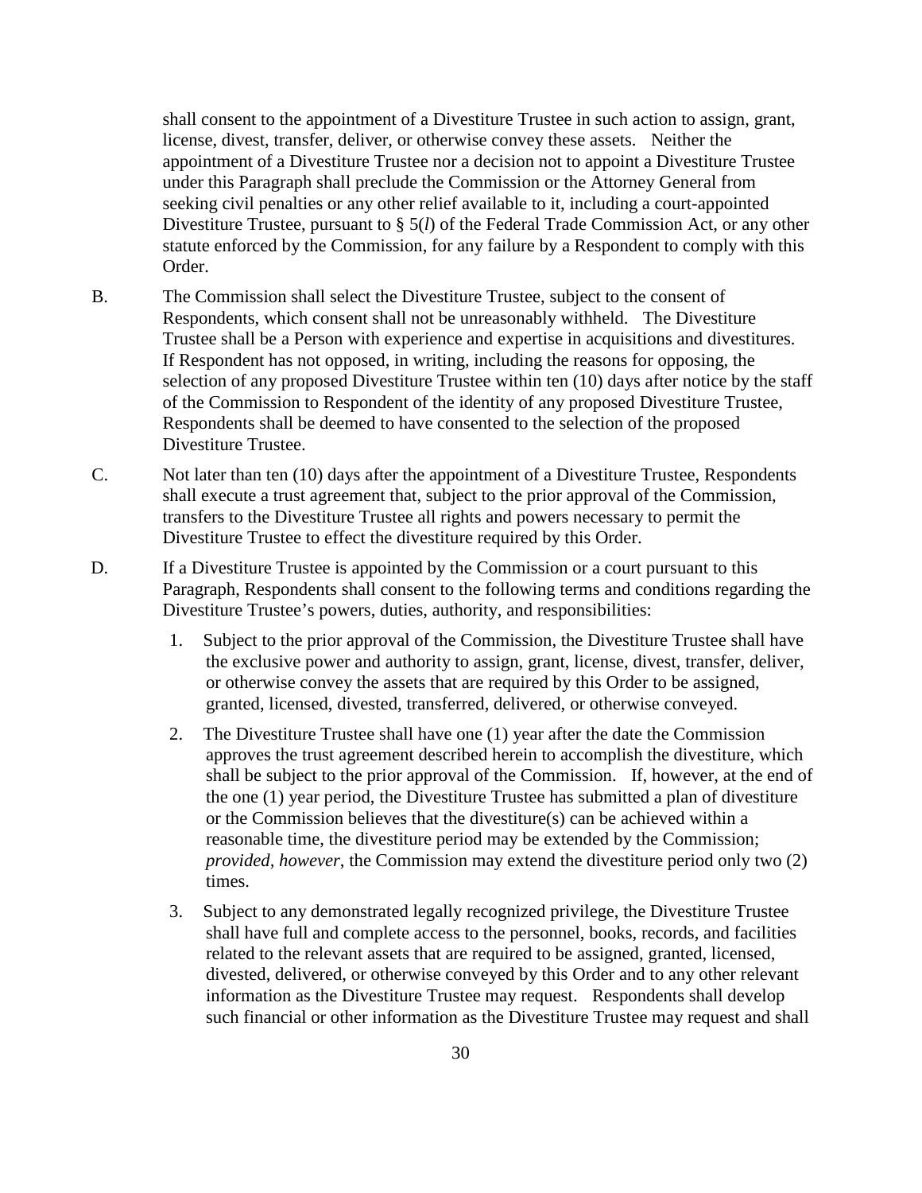shall consent to the appointment of a Divestiture Trustee in such action to assign, grant, license, divest, transfer, deliver, or otherwise convey these assets. Neither the appointment of a Divestiture Trustee nor a decision not to appoint a Divestiture Trustee under this Paragraph shall preclude the Commission or the Attorney General from seeking civil penalties or any other relief available to it, including a court-appointed Divestiture Trustee, pursuant to § 5(*l*) of the Federal Trade Commission Act, or any other statute enforced by the Commission, for any failure by a Respondent to comply with this Order.

B. The Commission shall select the Divestiture Trustee, subject to the consent of Respondents, which consent shall not be unreasonably withheld. The Divestiture Trustee shall be a Person with experience and expertise in acquisitions and divestitures. If Respondent has not opposed, in writing, including the reasons for opposing, the selection of any proposed Divestiture Trustee within ten (10) days after notice by the staff of the Commission to Respondent of the identity of any proposed Divestiture Trustee, Respondents shall be deemed to have consented to the selection of the proposed Divestiture Trustee.

C. Not later than ten (10) days after the appointment of a Divestiture Trustee, Respondents shall execute a trust agreement that, subject to the prior approval of the Commission, transfers to the Divestiture Trustee all rights and powers necessary to permit the Divestiture Trustee to effect the divestiture required by this Order.

D. If a Divestiture Trustee is appointed by the Commission or a court pursuant to this Paragraph, Respondents shall consent to the following terms and conditions regarding the Divestiture Trustee's powers, duties, authority, and responsibilities:

1. Subject to the prior approval of the Commission, the Divestiture Trustee shall have the exclusive power and authority to assign, grant, license, divest, transfer, deliver, or otherwise convey the assets that are required by this Order to be assigned, granted, licensed, divested, transferred, delivered, or otherwise conveyed.

2. The Divestiture Trustee shall have one (1) year after the date the Commission approves the trust agreement described herein to accomplish the divestiture, which shall be subject to the prior approval of the Commission. If, however, at the end of the one (1) year period, the Divestiture Trustee has submitted a plan of divestiture or the Commission believes that the divestiture(s) can be achieved within a reasonable time, the divestiture period may be extended by the Commission; *provided, however*, the Commission may extend the divestiture period only two (2) times.

3. Subject to any demonstrated legally recognized privilege, the Divestiture Trustee shall have full and complete access to the personnel, books, records, and facilities related to the relevant assets that are required to be assigned, granted, licensed, divested, delivered, or otherwise conveyed by this Order and to any other relevant information as the Divestiture Trustee may request. Respondents shall develop such financial or other information as the Divestiture Trustee may request and shall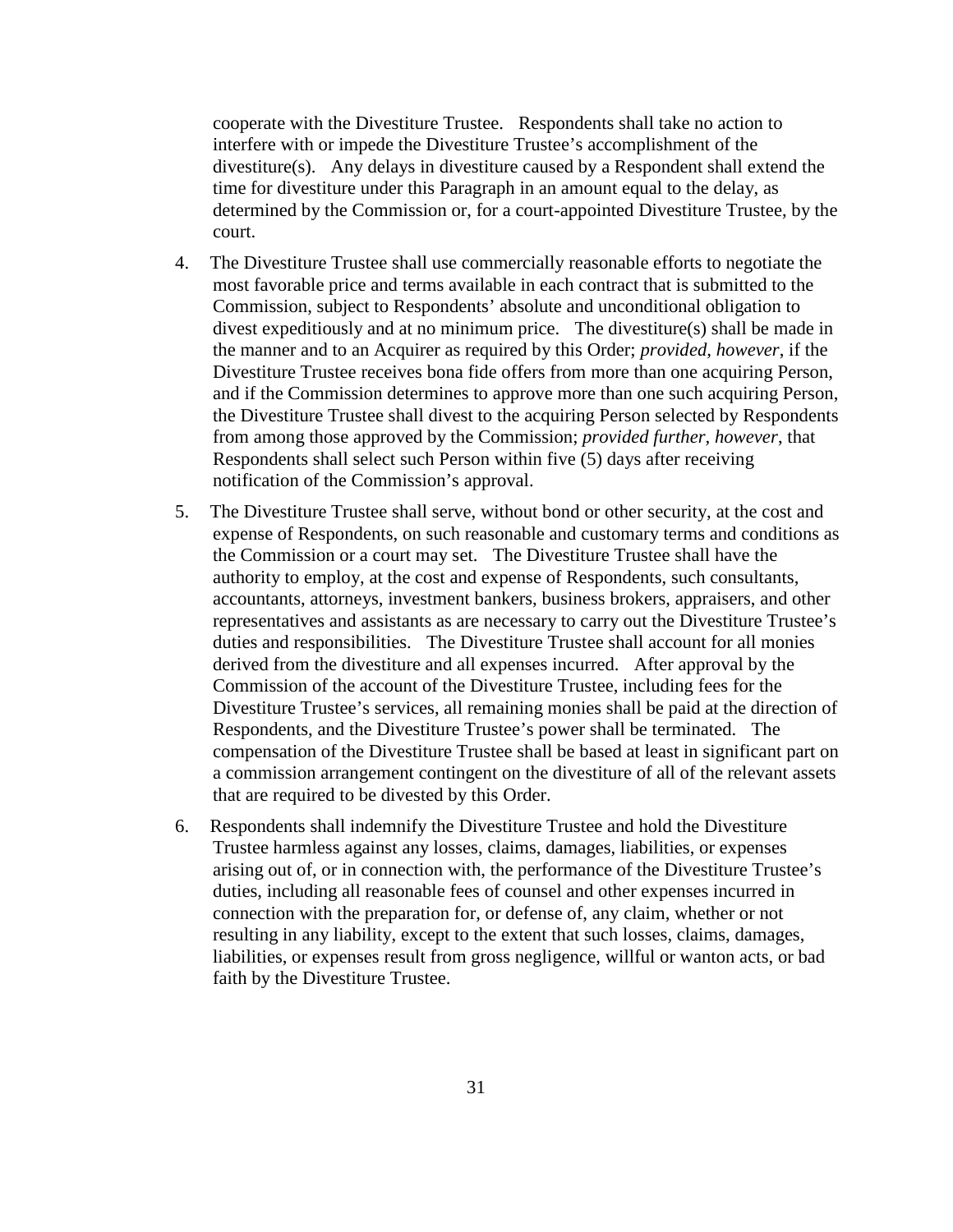cooperate with the Divestiture Trustee. Respondents shall take no action to interfere with or impede the Divestiture Trustee's accomplishment of the divestiture(s). Any delays in divestiture caused by a Respondent shall extend the time for divestiture under this Paragraph in an amount equal to the delay, as determined by the Commission or, for a court-appointed Divestiture Trustee, by the court.

4. The Divestiture Trustee shall use commercially reasonable efforts to negotiate the most favorable price and terms available in each contract that is submitted to the Commission, subject to Respondents' absolute and unconditional obligation to divest expeditiously and at no minimum price. The divestiture(s) shall be made in the manner and to an Acquirer as required by this Order; *provided, however*, if the Divestiture Trustee receives bona fide offers from more than one acquiring Person, and if the Commission determines to approve more than one such acquiring Person, the Divestiture Trustee shall divest to the acquiring Person selected by Respondents from among those approved by the Commission; *provided further, however*, that Respondents shall select such Person within five (5) days after receiving notification of the Commission's approval.

5. The Divestiture Trustee shall serve, without bond or other security, at the cost and expense of Respondents, on such reasonable and customary terms and conditions as the Commission or a court may set. The Divestiture Trustee shall have the authority to employ, at the cost and expense of Respondents, such consultants, accountants, attorneys, investment bankers, business brokers, appraisers, and other representatives and assistants as are necessary to carry out the Divestiture Trustee's duties and responsibilities. The Divestiture Trustee shall account for all monies derived from the divestiture and all expenses incurred. After approval by the Commission of the account of the Divestiture Trustee, including fees for the Divestiture Trustee's services, all remaining monies shall be paid at the direction of Respondents, and the Divestiture Trustee's power shall be terminated. The compensation of the Divestiture Trustee shall be based at least in significant part on a commission arrangement contingent on the divestiture of all of the relevant assets that are required to be divested by this Order.

6. Respondents shall indemnify the Divestiture Trustee and hold the Divestiture Trustee harmless against any losses, claims, damages, liabilities, or expenses arising out of, or in connection with, the performance of the Divestiture Trustee's duties, including all reasonable fees of counsel and other expenses incurred in connection with the preparation for, or defense of, any claim, whether or not resulting in any liability, except to the extent that such losses, claims, damages, liabilities, or expenses result from gross negligence, willful or wanton acts, or bad faith by the Divestiture Trustee.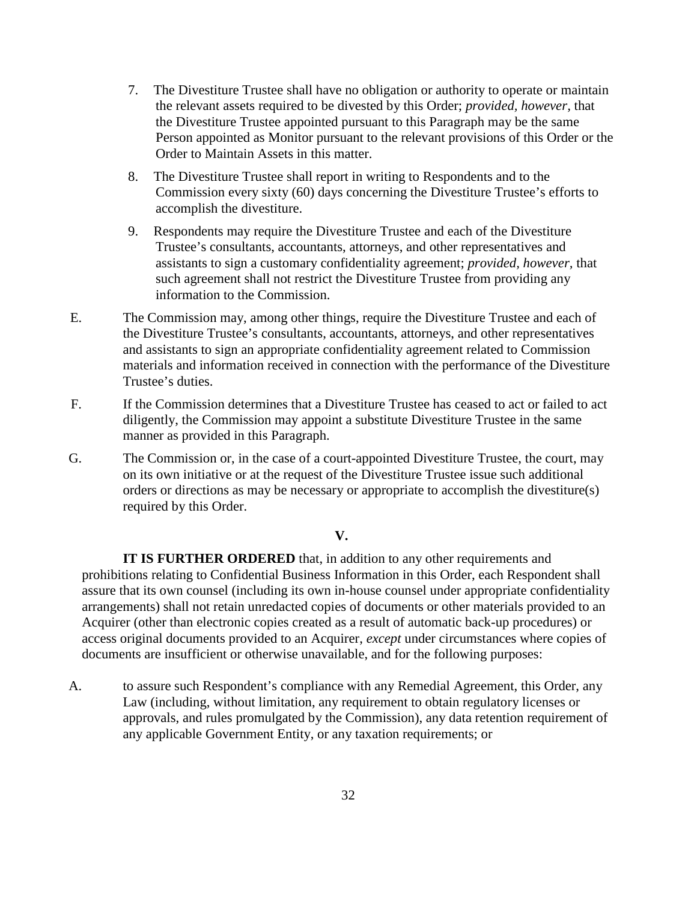7. The Divestiture Trustee shall have no obligation or authority to operate or maintain the relevant assets required to be divested by this Order; *provided, however*, that the Divestiture Trustee appointed pursuant to this Paragraph may be the same Person appointed as Monitor pursuant to the relevant provisions of this Order or the Order to Maintain Assets in this matter.

8. The Divestiture Trustee shall report in writing to Respondents and to the Commission every sixty (60) days concerning the Divestiture Trustee's efforts to accomplish the divestiture.

9. Respondents may require the Divestiture Trustee and each of the Divestiture Trustee's consultants, accountants, attorneys, and other representatives and assistants to sign a customary confidentiality agreement; *provided, however,* that such agreement shall not restrict the Divestiture Trustee from providing any information to the Commission.

E. The Commission may, among other things, require the Divestiture Trustee and each of the Divestiture Trustee's consultants, accountants, attorneys, and other representatives and assistants to sign an appropriate confidentiality agreement related to Commission materials and information received in connection with the performance of the Divestiture Trustee's duties.

F. If the Commission determines that a Divestiture Trustee has ceased to act or failed to act diligently, the Commission may appoint a substitute Divestiture Trustee in the same manner as provided in this Paragraph.

G. The Commission or, in the case of a court-appointed Divestiture Trustee, the court, may on its own initiative or at the request of the Divestiture Trustee issue such additional orders or directions as may be necessary or appropriate to accomplish the divestiture(s) required by this Order.

## V.

**IT IS FURTHER ORDERED** that, in addition to any other requirements and prohibitions relating to Confidential Business Information in this Order, each Respondent shall assure that its own counsel (including its own in-house counsel under appropriate confidentiality arrangements) shall not retain unredacted copies of documents or other materials provided to an Acquirer (other than electronic copies created as a result of automatic back-up procedures) or access original documents provided to an Acquirer, *except* under circumstances where copies of documents are insufficient or otherwise unavailable, and for the following purposes:

A. to assure such Respondent's compliance with any Remedial Agreement, this Order, any Law (including, without limitation, any requirement to obtain regulatory licenses or approvals, and rules promulgated by the Commission), any data retention requirement of any applicable Government Entity, or any taxation requirements; or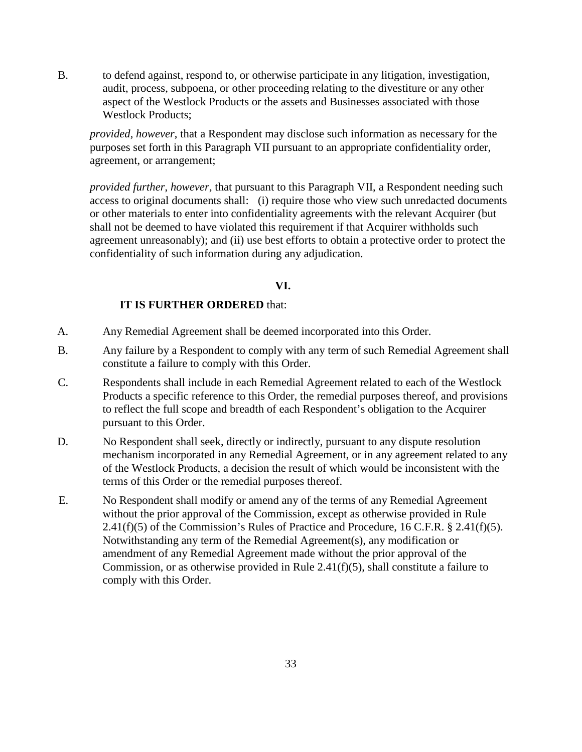B. to defend against, respond to, or otherwise participate in any litigation, investigation, audit, process, subpoena, or other proceeding relating to the divestiture or any other aspect of the Westlock Products or the assets and Businesses associated with those Westlock Products;

*provided*, *however*, that a Respondent may disclose such information as necessary for the purposes set forth in this Paragraph VII pursuant to an appropriate confidentiality order, agreement, or arrangement;

*provided further*, *however*, that pursuant to this Paragraph VII, a Respondent needing such access to original documents shall: (i) require those who view such unredacted documents or other materials to enter into confidentiality agreements with the relevant Acquirer (but shall not be deemed to have violated this requirement if that Acquirer withholds such agreement unreasonably); and (ii) use best efforts to obtain a protective order to protect the confidentiality of such information during any adjudication.

**VI.**

**IT IS FURTHER ORDERED** that:

A. Any Remedial Agreement shall be deemed incorporated into this Order.

B. Any failure by a Respondent to comply with any term of such Remedial Agreement shall constitute a failure to comply with this Order.

C. Respondents shall include in each Remedial Agreement related to each of the Westlock Products a specific reference to this Order, the remedial purposes thereof, and provisions to reflect the full scope and breadth of each Respondent's obligation to the Acquirer pursuant to this Order.

D. No Respondent shall seek, directly or indirectly, pursuant to any dispute resolution mechanism incorporated in any Remedial Agreement, or in any agreement related to any of the Westlock Products, a decision the result of which would be inconsistent with the terms of this Order or the remedial purposes thereof.

E. No Respondent shall modify or amend any of the terms of any Remedial Agreement without the prior approval of the Commission, except as otherwise provided in Rule 2.41(f)(5) of the Commission's Rules of Practice and Procedure, 16 C.F.R. § 2.41(f)(5). Notwithstanding any term of the Remedial Agreement(s), any modification or amendment of any Remedial Agreement made without the prior approval of the Commission, or as otherwise provided in Rule 2.41(f)(5), shall constitute a failure to comply with this Order.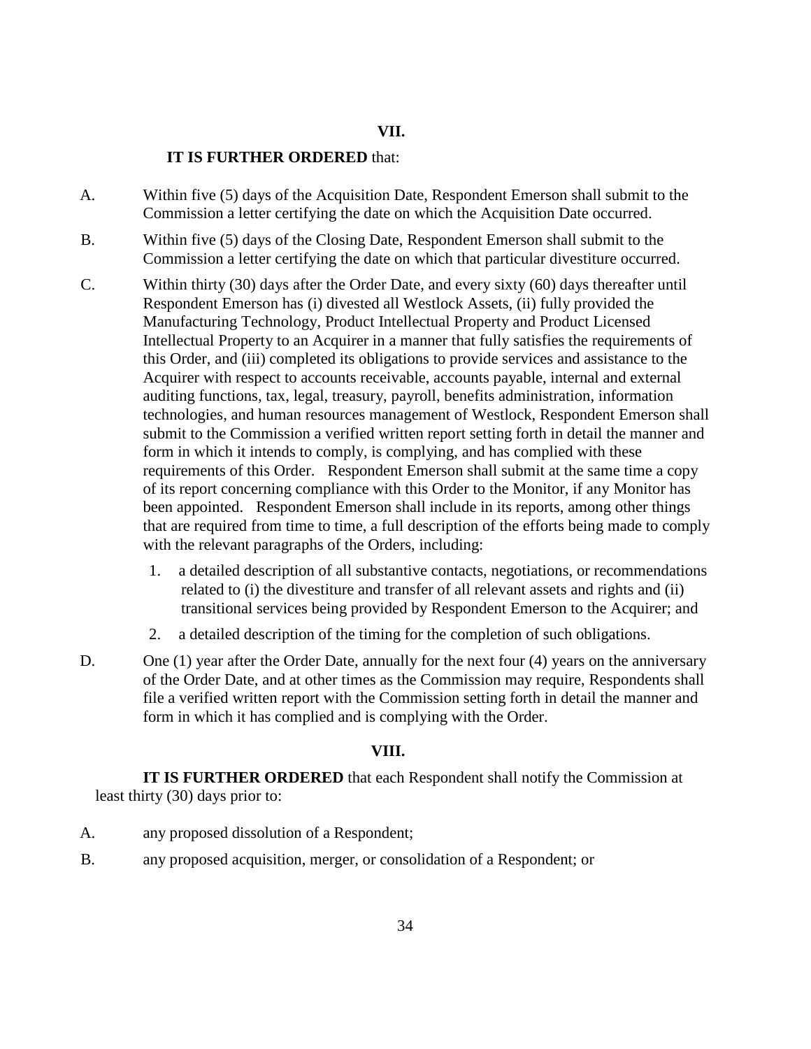## VII.

**IT IS FURTHER ORDERED** that:

A. Within five (5) days of the Acquisition Date, Respondent Emerson shall submit to the Commission a letter certifying the date on which the Acquisition Date occurred.

B. Within five (5) days of the Closing Date, Respondent Emerson shall submit to the Commission a letter certifying the date on which that particular divestiture occurred.

C. Within thirty (30) days after the Order Date, and every sixty (60) days thereafter until Respondent Emerson has (i) divested all Westlock Assets, (ii) fully provided the Manufacturing Technology, Product Intellectual Property and Product Licensed Intellectual Property to an Acquirer in a manner that fully satisfies the requirements of this Order, and (iii) completed its obligations to provide services and assistance to the Acquirer with respect to accounts receivable, accounts payable, internal and external auditing functions, tax, legal, treasury, payroll, benefits administration, information technologies, and human resources management of Westlock, Respondent Emerson shall submit to the Commission a verified written report setting forth in detail the manner and form in which it intends to comply, is complying, and has complied with these requirements of this Order. Respondent Emerson shall submit at the same time a copy of its report concerning compliance with this Order to the Monitor, if any Monitor has been appointed. Respondent Emerson shall include in its reports, among other things that are required from time to time, a full description of the efforts being made to comply with the relevant paragraphs of the Orders, including:

   1. a detailed description of all substantive contacts, negotiations, or recommendations related to (i) the divestiture and transfer of all relevant assets and rights and (ii) transitional services being provided by Respondent Emerson to the Acquirer; and

   2. a detailed description of the timing for the completion of such obligations.

D. One (1) year after the Order Date, annually for the next four (4) years on the anniversary of the Order Date, and at other times as the Commission may require, Respondents shall file a verified written report with the Commission setting forth in detail the manner and form in which it has complied and is complying with the Order.

## VIII.

**IT IS FURTHER ORDERED** that each Respondent shall notify the Commission at least thirty (30) days prior to:

A. any proposed dissolution of a Respondent;

B. any proposed acquisition, merger, or consolidation of a Respondent; or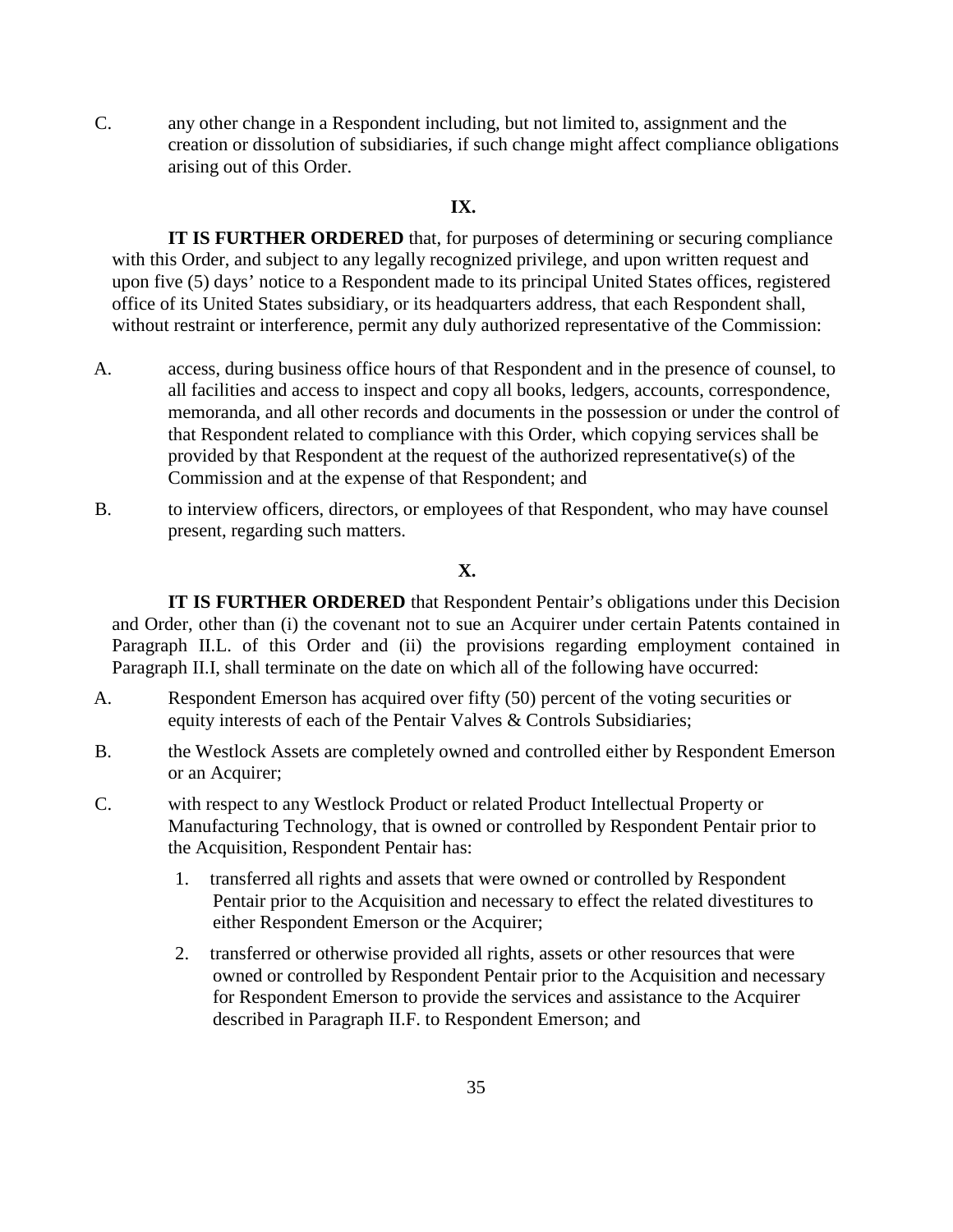C. any other change in a Respondent including, but not limited to, assignment and the creation or dissolution of subsidiaries, if such change might affect compliance obligations arising out of this Order.

**IX.**

**IT IS FURTHER ORDERED** that, for purposes of determining or securing compliance with this Order, and subject to any legally recognized privilege, and upon written request and upon five (5) days' notice to a Respondent made to its principal United States offices, registered office of its United States subsidiary, or its headquarters address, that each Respondent shall, without restraint or interference, permit any duly authorized representative of the Commission:

A. access, during business office hours of that Respondent and in the presence of counsel, to all facilities and access to inspect and copy all books, ledgers, accounts, correspondence, memoranda, and all other records and documents in the possession or under the control of that Respondent related to compliance with this Order, which copying services shall be provided by that Respondent at the request of the authorized representative(s) of the Commission and at the expense of that Respondent; and

B. to interview officers, directors, or employees of that Respondent, who may have counsel present, regarding such matters.

**X.**

**IT IS FURTHER ORDERED** that Respondent Pentair's obligations under this Decision and Order, other than (i) the covenant not to sue an Acquirer under certain Patents contained in Paragraph II.L. of this Order and (ii) the provisions regarding employment contained in Paragraph II.I, shall terminate on the date on which all of the following have occurred:

A. Respondent Emerson has acquired over fifty (50) percent of the voting securities or equity interests of each of the Pentair Valves & Controls Subsidiaries;

B. the Westlock Assets are completely owned and controlled either by Respondent Emerson or an Acquirer;

C. with respect to any Westlock Product or related Product Intellectual Property or Manufacturing Technology, that is owned or controlled by Respondent Pentair prior to the Acquisition, Respondent Pentair has:

   1. transferred all rights and assets that were owned or controlled by Respondent Pentair prior to the Acquisition and necessary to effect the related divestitures to either Respondent Emerson or the Acquirer;

   2. transferred or otherwise provided all rights, assets or other resources that were owned or controlled by Respondent Pentair prior to the Acquisition and necessary for Respondent Emerson to provide the services and assistance to the Acquirer described in Paragraph II.F. to Respondent Emerson; and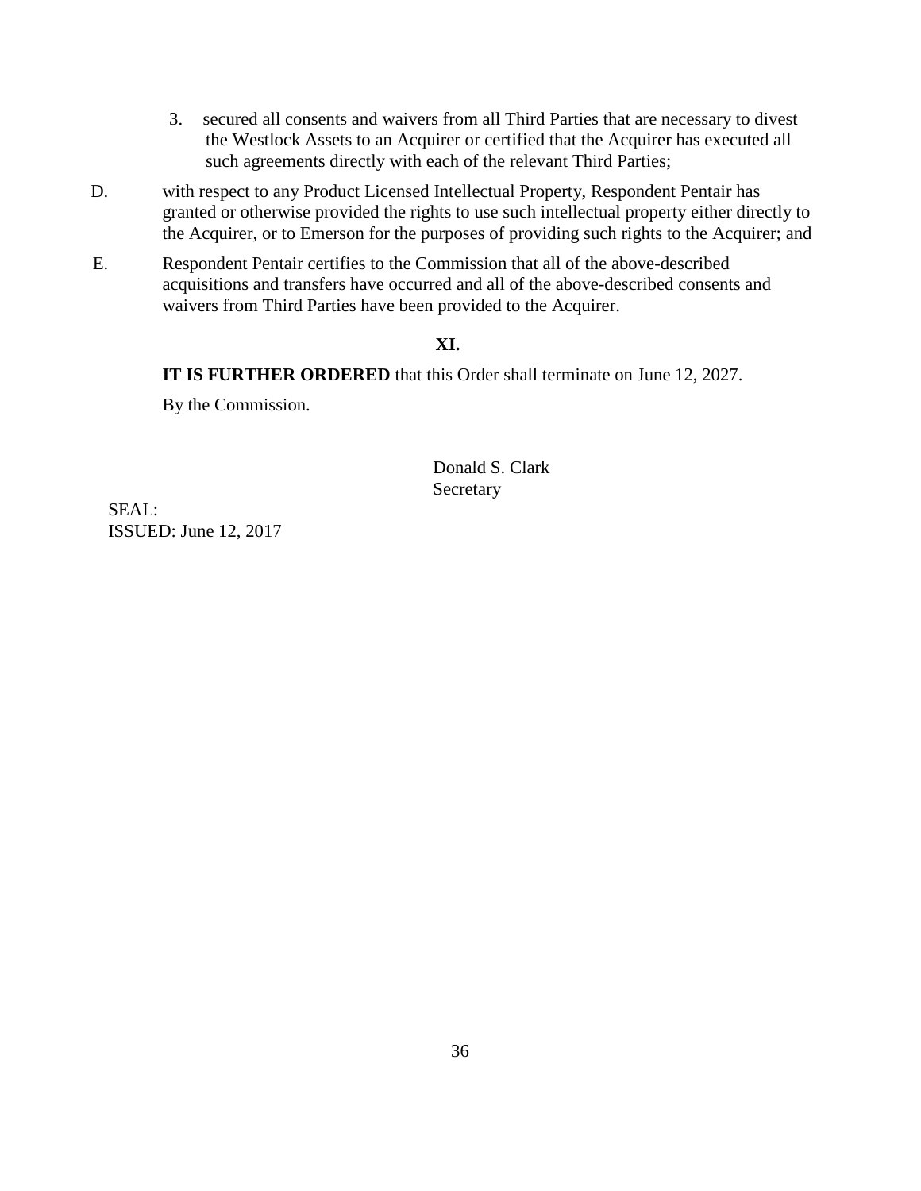3. secured all consents and waivers from all Third Parties that are necessary to divest the Westlock Assets to an Acquirer or certified that the Acquirer has executed all such agreements directly with each of the relevant Third Parties;

D. with respect to any Product Licensed Intellectual Property, Respondent Pentair has granted or otherwise provided the rights to use such intellectual property either directly to the Acquirer, or to Emerson for the purposes of providing such rights to the Acquirer; and

E. Respondent Pentair certifies to the Commission that all of the above-described acquisitions and transfers have occurred and all of the above-described consents and waivers from Third Parties have been provided to the Acquirer.

## XI.

**IT IS FURTHER ORDERED** that this Order shall terminate on June 12, 2027.

By the Commission.

Donald S. Clark
Secretary

SEAL:
ISSUED: June 12, 2017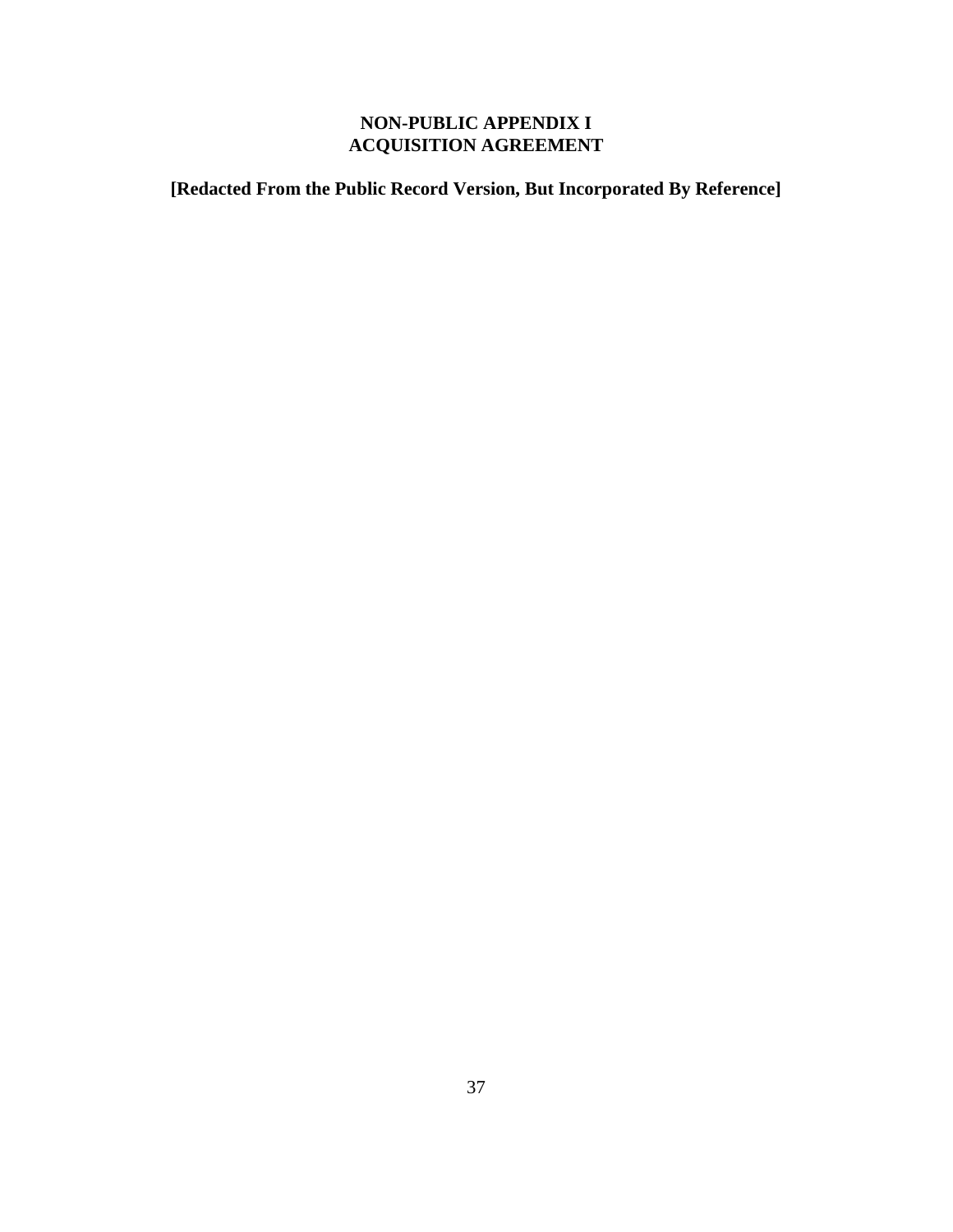# NON-PUBLIC APPENDIX I
# ACQUISITION AGREEMENT

**[Redacted From the Public Record Version, But Incorporated By Reference]**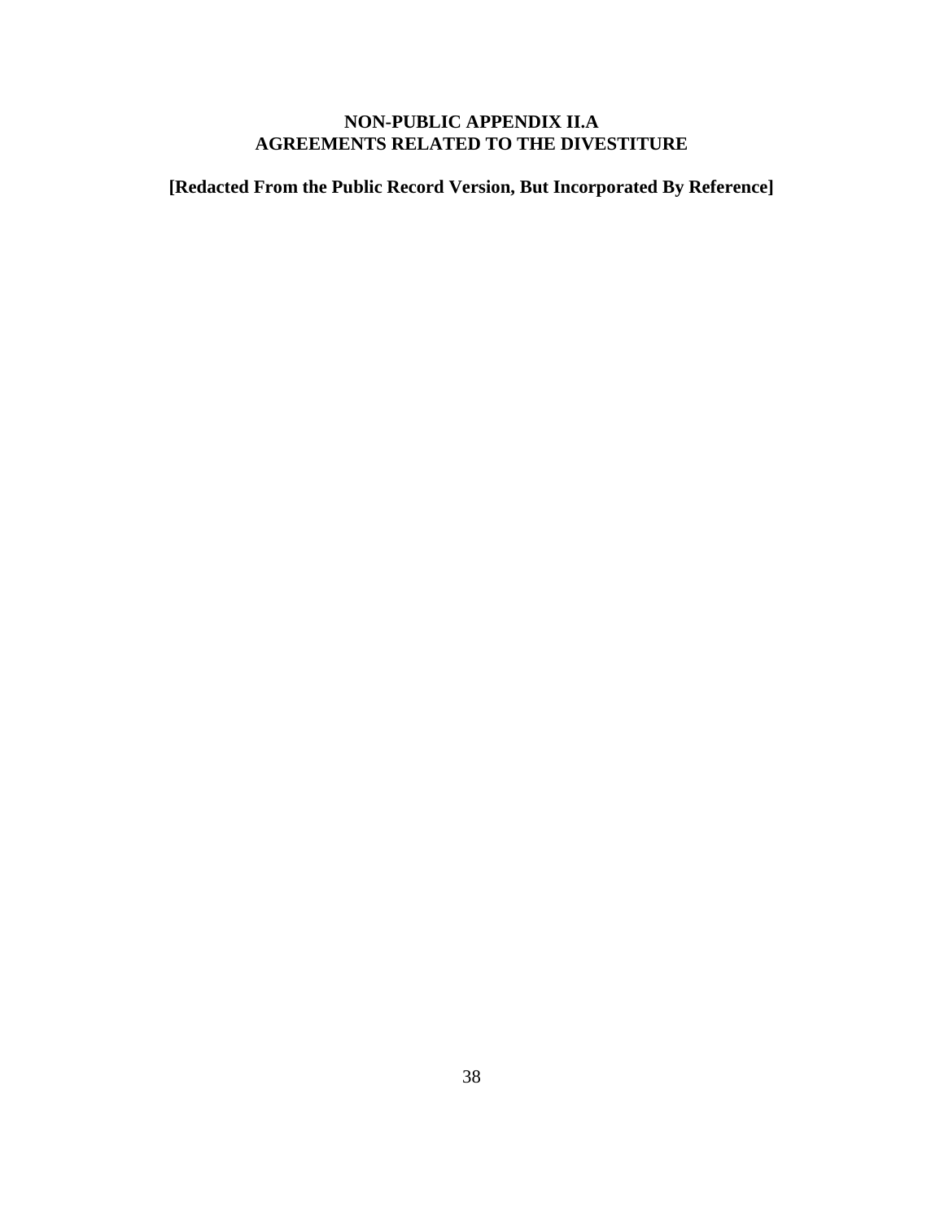# NON-PUBLIC APPENDIX II.A
# AGREEMENTS RELATED TO THE DIVESTITURE

**[Redacted From the Public Record Version, But Incorporated By Reference]**